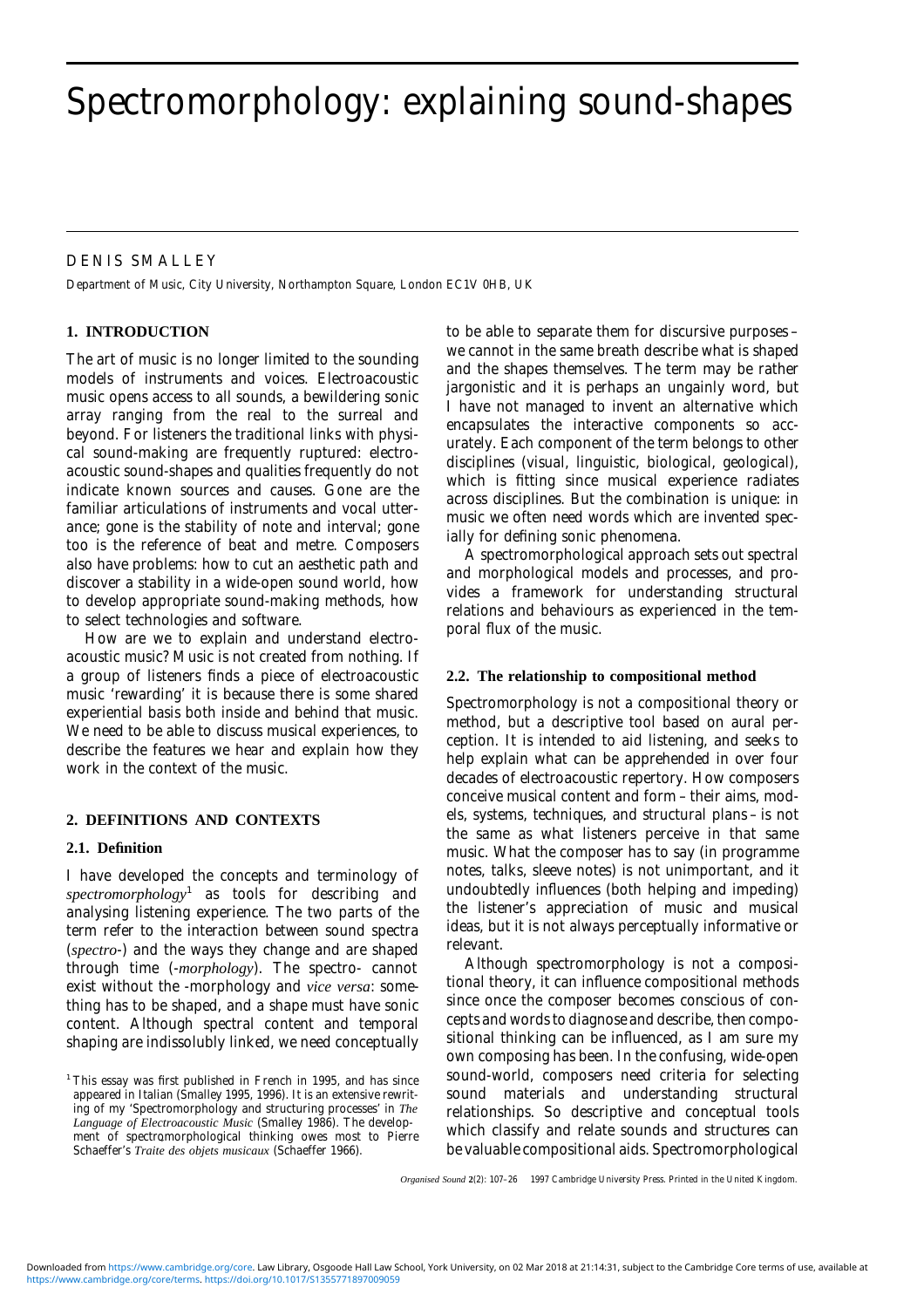# Spectromorphology: explaining sound-shapes

DENIS SMALLEY

Department of Music, City University, Northampton Square, London EC1V 0HB, UK

## 1. INTRODUCTION

The art of music is no longer limited to the sounding models of instruments and voices. Electroacoustic music opens access to all sounds, a bewildering sonic array ranging from the real to the surreal and beyond. For listeners the traditional links with physical sound-making are frequently ruptured: electroacoustic sound-shapes and qualities frequently do not indicate known sources and causes. Gone are the familiar articulations of instruments and vocal utterance; gone is the stability of note and interval; gone too is the reference of beat and metre. Composers also have problems: how to cut an aesthetic path and discover a stability in a wide-open sound world, how to develop appropriate sound-making methods, how to select technologies and software.

How are we to explain and understand electroacoustic music? Music is not created from nothing. If a group of listeners finds a piece of electroacoustic music 'rewarding' it is because there is some shared experiential basis both inside and behind that music. We need to be able to discuss musical experiences, to describe the features we hear and explain how they work in the context of the music.

## 2. DEFINITIONS AND CONTEXTS

### 2.1. Definition

I have developed the concepts and terminology of *spectromorphology*[1] as tools for describing and analysing listening experience. The two parts of the term refer to the interaction between sound spectra (*spectro-*) and the ways they change and are shaped through time (*-morphology*). The spectro- cannot exist without the -morphology and *vice versa*: something has to be shaped, and a shape must have sonic content. Although spectral content and temporal shaping are indissolubly linked, we need conceptually to be able to separate them for discursive purposes – we cannot in the same breath describe what is shaped and the shapes themselves. The term may be rather jargonistic and it is perhaps an ungainly word, but I have not managed to invent an alternative which encapsulates the interactive components so accurately. Each component of the term belongs to other disciplines (visual, linguistic, biological, geological), which is fitting since musical experience radiates across disciplines. But the combination is unique: in music we often need words which are invented specially for defining sonic phenomena.

A spectromorphological approach sets out spectral and morphological models and processes, and provides a framework for understanding structural relations and behaviours as experienced in the temporal flux of the music.

### 2.2. The relationship to compositional method

Spectromorphology is not a compositional theory or method, but a descriptive tool based on aural perception. It is intended to aid listening, and seeks to help explain what can be apprehended in over four decades of electroacoustic repertory. How composers conceive musical content and form – their aims, models, systems, techniques, and structural plans – is not the same as what listeners perceive in that same music. What the composer has to say (in programme notes, talks, sleeve notes) is not unimportant, and it undoubtedly influences (both helping and impeding) the listener's appreciation of music and musical ideas, but it is not always perceptually informative or relevant.

Although spectromorphology is not a compositional theory, it can influence compositional methods since once the composer becomes conscious of concepts and words to diagnose and describe, then compositional thinking can be influenced, as I am sure my own composing has been. In the confusing, wide-open sound-world, composers need criteria for selecting sound materials and understanding structural relationships. So descriptive and conceptual tools which classify and relate sounds and structures can be valuable compositional aids. Spectromorphological

[1] This essay was first published in French in 1995, and has since appeared in Italian (Smalley 1995, 1996). It is an extensive rewriting of my 'Spectromorphology and structuring processes' in *The Language of Electroacoustic Music* (Smalley 1986). The development of spectromorphological thinking owes most to Pierre Schaeffer's *Traite des objets musicaux* (Schaeffer 1966).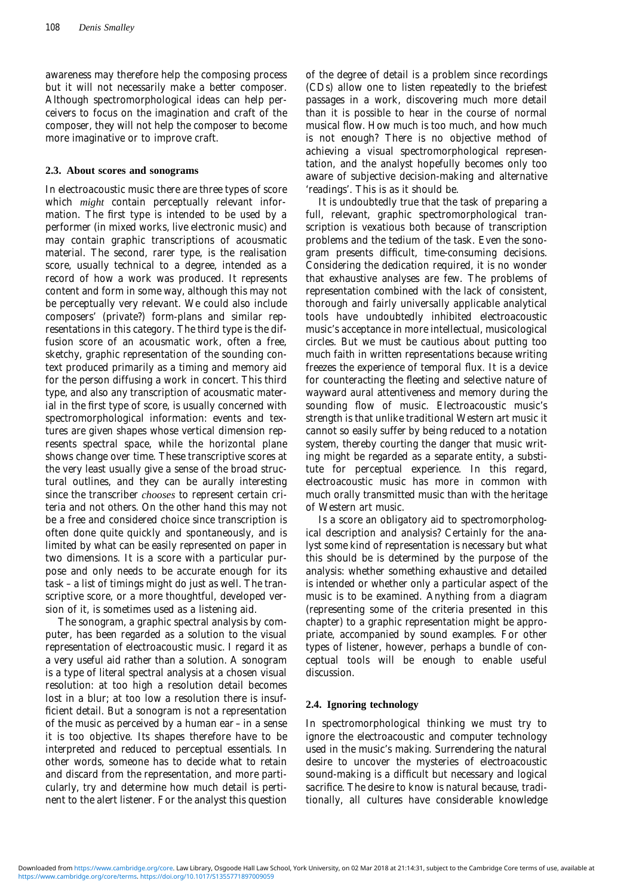awareness may therefore help the composing process but it will not necessarily make a better composer. Although spectromorphological ideas can help perceivers to focus on the imagination and craft of the composer, they will not help the composer to become more imaginative or to improve craft.

### 2.3. About scores and sonograms

In electroacoustic music there are three types of score which *might* contain perceptually relevant information. The first type is intended to be used by a performer (in mixed works, live electronic music) and may contain graphic transcriptions of acousmatic material. The second, rarer type, is the realisation score, usually technical to a degree, intended as a record of how a work was produced. It represents content and form in some way, although this may not be perceptually very relevant. We could also include composers' (private?) form-plans and similar representations in this category. The third type is the diffusion score of an acousmatic work, often a free, sketchy, graphic representation of the sounding context produced primarily as a timing and memory aid for the person diffusing a work in concert. This third type, and also any transcription of acousmatic material in the first type of score, is usually concerned with spectromorphological information: events and textures are given shapes whose vertical dimension represents spectral space, while the horizontal plane shows change over time. These transcriptive scores at the very least usually give a sense of the broad structural outlines, and they can be aurally interesting since the transcriber *chooses* to represent certain criteria and not others. On the other hand this may not be a free and considered choice since transcription is often done quite quickly and spontaneously, and is limited by what can be easily represented on paper in two dimensions. It is a score with a particular purpose and only needs to be accurate enough for its task – a list of timings might do just as well. The transcriptive score, or a more thoughtful, developed version of it, is sometimes used as a listening aid.

The sonogram, a graphic spectral analysis by computer, has been regarded as a solution to the visual representation of electroacoustic music. I regard it as a very useful aid rather than a solution. A sonogram is a type of literal spectral analysis at a chosen visual resolution: at too high a resolution detail becomes lost in a blur; at too low a resolution there is insufficient detail. But a sonogram is not a representation of the music as perceived by a human ear – in a sense it is too objective. Its shapes therefore have to be interpreted and reduced to perceptual essentials. In other words, someone has to decide what to retain and discard from the representation, and more particularly, try and determine how much detail is pertinent to the alert listener. For the analyst this question of the degree of detail is a problem since recordings (CDs) allow one to listen repeatedly to the briefest passages in a work, discovering much more detail than it is possible to hear in the course of normal musical flow. How much is too much, and how much is not enough? There is no objective method of achieving a visual spectromorphological representation, and the analyst hopefully becomes only too aware of subjective decision-making and alternative 'readings'. This is as it should be.

It is undoubtedly true that the task of preparing a full, relevant, graphic spectromorphological transcription is vexatious both because of transcription problems and the tedium of the task. Even the sonogram presents difficult, time-consuming decisions. Considering the dedication required, it is no wonder that exhaustive analyses are few. The problems of representation combined with the lack of consistent, thorough and fairly universally applicable analytical tools have undoubtedly inhibited electroacoustic music's acceptance in more intellectual, musicological circles. But we must be cautious about putting too much faith in written representations because writing freezes the experience of temporal flux. It is a device for counteracting the fleeting and selective nature of wayward aural attentiveness and memory during the sounding flow of music. Electroacoustic music's strength is that unlike traditional Western art music it cannot so easily suffer by being reduced to a notation system, thereby courting the danger that music writing might be regarded as a separate entity, a substitute for perceptual experience. In this regard, electroacoustic music has more in common with much orally transmitted music than with the heritage of Western art music.

Is a score an obligatory aid to spectromorphological description and analysis? Certainly for the analyst some kind of representation is necessary but what this should be is determined by the purpose of the analysis: whether something exhaustive and detailed is intended or whether only a particular aspect of the music is to be examined. Anything from a diagram (representing some of the criteria presented in this chapter) to a graphic representation might be appropriate, accompanied by sound examples. For other types of listener, however, perhaps a bundle of conceptual tools will be enough to enable useful discussion.

### 2.4. Ignoring technology

In spectromorphological thinking we must try to ignore the electroacoustic and computer technology used in the music's making. Surrendering the natural desire to uncover the mysteries of electroacoustic sound-making is a difficult but necessary and logical sacrifice. The desire to know is natural because, traditionally, all cultures have considerable knowledge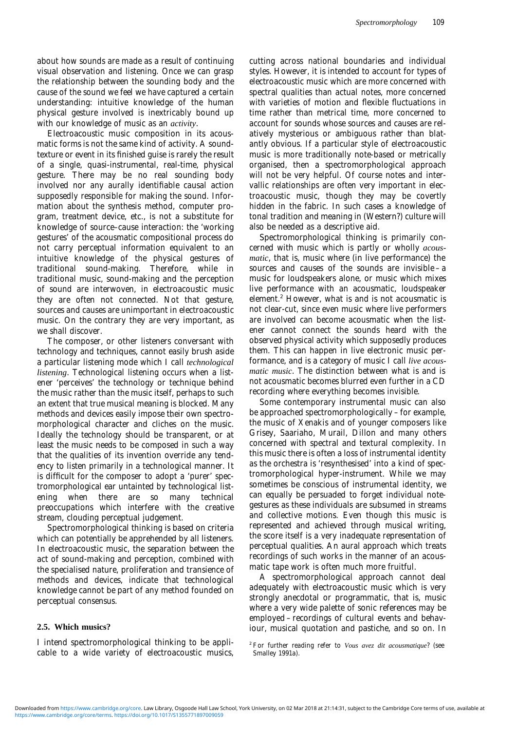about how sounds are made as a result of continuing visual observation and listening. Once we can grasp the relationship between the sounding body and the cause of the sound we feel we have captured a certain understanding: intuitive knowledge of the human physical gesture involved is inextricably bound up with our knowledge of music as an *activity*.

Electroacoustic music composition in its acousmatic forms is not the same kind of activity. A sound-texture or event in its finished guise is rarely the result of a single, quasi-instrumental, real-time, physical gesture. There may be no real sounding body involved nor any aurally identifiable causal action supposedly responsible for making the sound. Information about the synthesis method, computer program, treatment device, etc., is not a substitute for knowledge of source–cause interaction: the 'working gestures' of the acousmatic compositional process do not carry perceptual information equivalent to an intuitive knowledge of the physical gestures of traditional sound-making. Therefore, while in traditional music, sound-making and the perception of sound are interwoven, in electroacoustic music they are often not connected. Not that gesture, sources and causes are unimportant in electroacoustic music. On the contrary they are very important, as we shall discover.

The composer, or other listeners conversant with technology and techniques, cannot easily brush aside a particular listening mode which I call *technological listening*. Technological listening occurs when a listener 'perceives' the technology or technique behind the music rather than the music itself, perhaps to such an extent that true musical meaning is blocked. Many methods and devices easily impose their own spectromorphological character and cliches on the music. Ideally the technology should be transparent, or at least the music needs to be composed in such a way that the qualities of its invention override any tendency to listen primarily in a technological manner. It is difficult for the composer to adopt a 'purer' spectromorphological ear untainted by technological listening when there are so many technical preoccupations which interfere with the creative stream, clouding perceptual judgement.

Spectromorphological thinking is based on criteria which can potentially be apprehended by all listeners. In electroacoustic music, the separation between the act of sound-making and perception, combined with the specialised nature, proliferation and transience of methods and devices, indicate that technological knowledge cannot be part of any method founded on perceptual consensus.

## 2.5. Which musics?

I intend spectromorphological thinking to be applicable to a wide variety of electroacoustic musics, cutting across national boundaries and individual styles. However, it is intended to account for types of electroacoustic music which are more concerned with spectral qualities than actual notes, more concerned with varieties of motion and flexible fluctuations in time rather than metrical time, more concerned to account for sounds whose sources and causes are relatively mysterious or ambiguous rather than blatantly obvious. If a particular style of electroacoustic music is more traditionally note-based or metrically organised, then a spectromorphological approach will not be very helpful. Of course notes and intervallic relationships are often very important in electroacoustic music, though they may be covertly hidden in the fabric. In such cases a knowledge of tonal tradition and meaning in (Western?) culture will also be needed as a descriptive aid.

Spectromorphological thinking is primarily concerned with music which is partly or wholly *acousmatic*, that is, music where (in live performance) the sources and causes of the sounds are invisible – a music for loudspeakers alone, or music which mixes live performance with an acousmatic, loudspeaker element.[2] However, what is and is not acousmatic is not clear-cut, since even music where live performers are involved can become acousmatic when the listener cannot connect the sounds heard with the observed physical activity which supposedly produces them. This can happen in live electronic music performance, and is a category of music I call *live acousmatic music*. The distinction between what is and is not acousmatic becomes blurred even further in a CD recording where everything becomes invisible.

Some contemporary instrumental music can also be approached spectromorphologically – for example, the music of Xenakis and of younger composers like Grisey, Saariaho, Murail, Dillon and many others concerned with spectral and textural complexity. In this music there is often a loss of instrumental identity as the orchestra is 'resynthesised' into a kind of spectromorphological hyper-instrument. While we may sometimes be conscious of instrumental identity, we can equally be persuaded to forget individual note-gestures as these individuals are subsumed in streams and collective motions. Even though this music is represented and achieved through musical writing, the score itself is a very inadequate representation of perceptual qualities. An aural approach which treats recordings of such works in the manner of an acousmatic tape work is often much more fruitful.

A spectromorphological approach cannot deal adequately with electroacoustic music which is very strongly anecdotal or programmatic, that is, music where a very wide palette of sonic references may be employed – recordings of cultural events and behaviour, musical quotation and pastiche, and so on. In

[2] For further reading refer to *Vous avez dit acousmatique?* (see Smalley 1991a).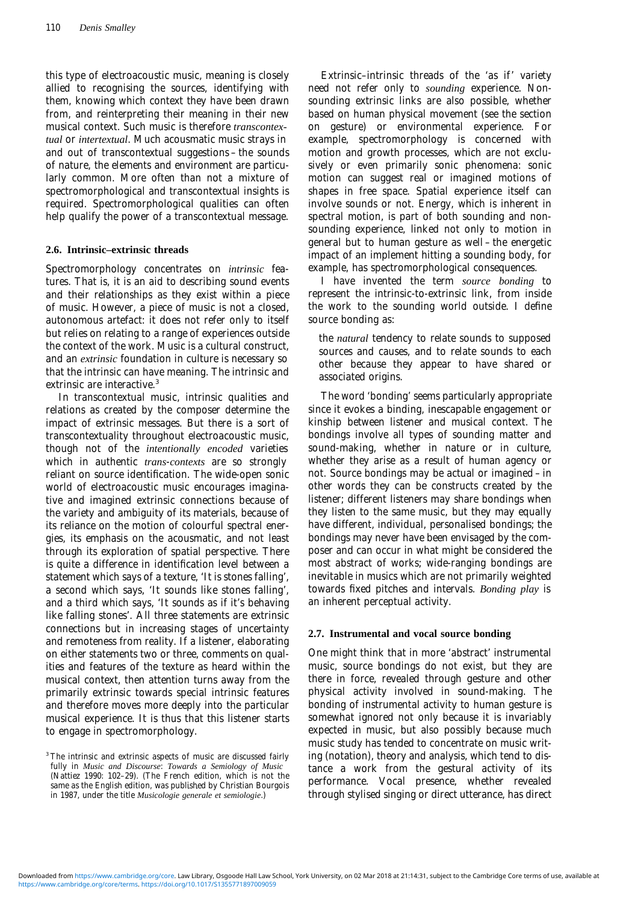this type of electroacoustic music, meaning is closely allied to recognising the sources, identifying with them, knowing which context they have been drawn from, and reinterpreting their meaning in their new musical context. Such music is therefore *transcontextual* or *intertextual*. Much acousmatic music strays in and out of transcontextual suggestions – the sounds of nature, the elements and environment are particularly common. More often than not a mixture of spectromorphological and transcontextual insights is required. Spectromorphological qualities can often help qualify the power of a transcontextual message.

## 2.6. Intrinsic–extrinsic threads

Spectromorphology concentrates on *intrinsic* features. That is, it is an aid to describing sound events and their relationships as they exist within a piece of music. However, a piece of music is not a closed, autonomous artefact: it does not refer only to itself but relies on relating to a range of experiences outside the context of the work. Music is a cultural construct, and an *extrinsic* foundation in culture is necessary so that the intrinsic can have meaning. The intrinsic and extrinsic are interactive.[3]

In transcontextual music, intrinsic qualities and relations as created by the composer determine the impact of extrinsic messages. But there is a sort of transcontextuality throughout electroacoustic music, though not of the *intentionally encoded* varieties which in authentic *trans-contexts* are so strongly reliant on source identification. The wide-open sonic world of electroacoustic music encourages imaginative and imagined extrinsic connections because of the variety and ambiguity of its materials, because of its reliance on the motion of colourful spectral energies, its emphasis on the acousmatic, and not least through its exploration of spatial perspective. There is quite a difference in identification level between a statement which says of a texture, 'It is stones falling', a second which says, 'It sounds like stones falling', and a third which says, 'It sounds as if it's behaving like falling stones'. All three statements are extrinsic connections but in increasing stages of uncertainty and remoteness from reality. If a listener, elaborating on either statements two or three, comments on qualities and features of the texture as heard within the musical context, then attention turns away from the primarily extrinsic towards special intrinsic features and therefore moves more deeply into the particular musical experience. It is thus that this listener starts to engage in spectromorphology.

[3] The intrinsic and extrinsic aspects of music are discussed fairly fully in *Music and Discourse*: *Towards a Semiology of Music* (Nattiez 1990: 102–29). (The French edition, which is not the same as the English edition, was published by Christian Bourgois in 1987, under the title *Musicologie generale et semiologie*.)

Extrinsic–intrinsic threads of the 'as if' variety need not refer only to *sounding* experience. Non-sounding extrinsic links are also possible, whether based on human physical movement (see the section on gesture) or environmental experience. For example, spectromorphology is concerned with motion and growth processes, which are not exclusively or even primarily sonic phenomena: sonic motion can suggest real or imagined motions of shapes in free space. Spatial experience itself can involve sounds or not. Energy, which is inherent in spectral motion, is part of both sounding and non-sounding experience, linked not only to motion in general but to human gesture as well – the energetic impact of an implement hitting a sounding body, for example, has spectromorphological consequences.

I have invented the term *source bonding* to represent the intrinsic-to-extrinsic link, from inside the work to the sounding world outside. I define source bonding as:

> the *natural* tendency to relate sounds to supposed sources and causes, and to relate sounds to each other because they appear to have shared or associated origins.

The word 'bonding' seems particularly appropriate since it evokes a binding, inescapable engagement or kinship between listener and musical context. The bondings involve all types of sounding matter and sound-making, whether in nature or in culture, whether they arise as a result of human agency or not. Source bondings may be actual or imagined – in other words they can be constructs created by the listener; different listeners may share bondings when they listen to the same music, but they may equally have different, individual, personalised bondings; the bondings may never have been envisaged by the composer and can occur in what might be considered the most abstract of works; wide-ranging bondings are inevitable in musics which are not primarily weighted towards fixed pitches and intervals. *Bonding play* is an inherent perceptual activity.

## 2.7. Instrumental and vocal source bonding

One might think that in more 'abstract' instrumental music, source bondings do not exist, but they are there in force, revealed through gesture and other physical activity involved in sound-making. The bonding of instrumental activity to human gesture is somewhat ignored not only because it is invariably expected in music, but also possibly because much music study has tended to concentrate on music writing (notation), theory and analysis, which tend to distance a work from the gestural activity of its performance. Vocal presence, whether revealed through stylised singing or direct utterance, has direct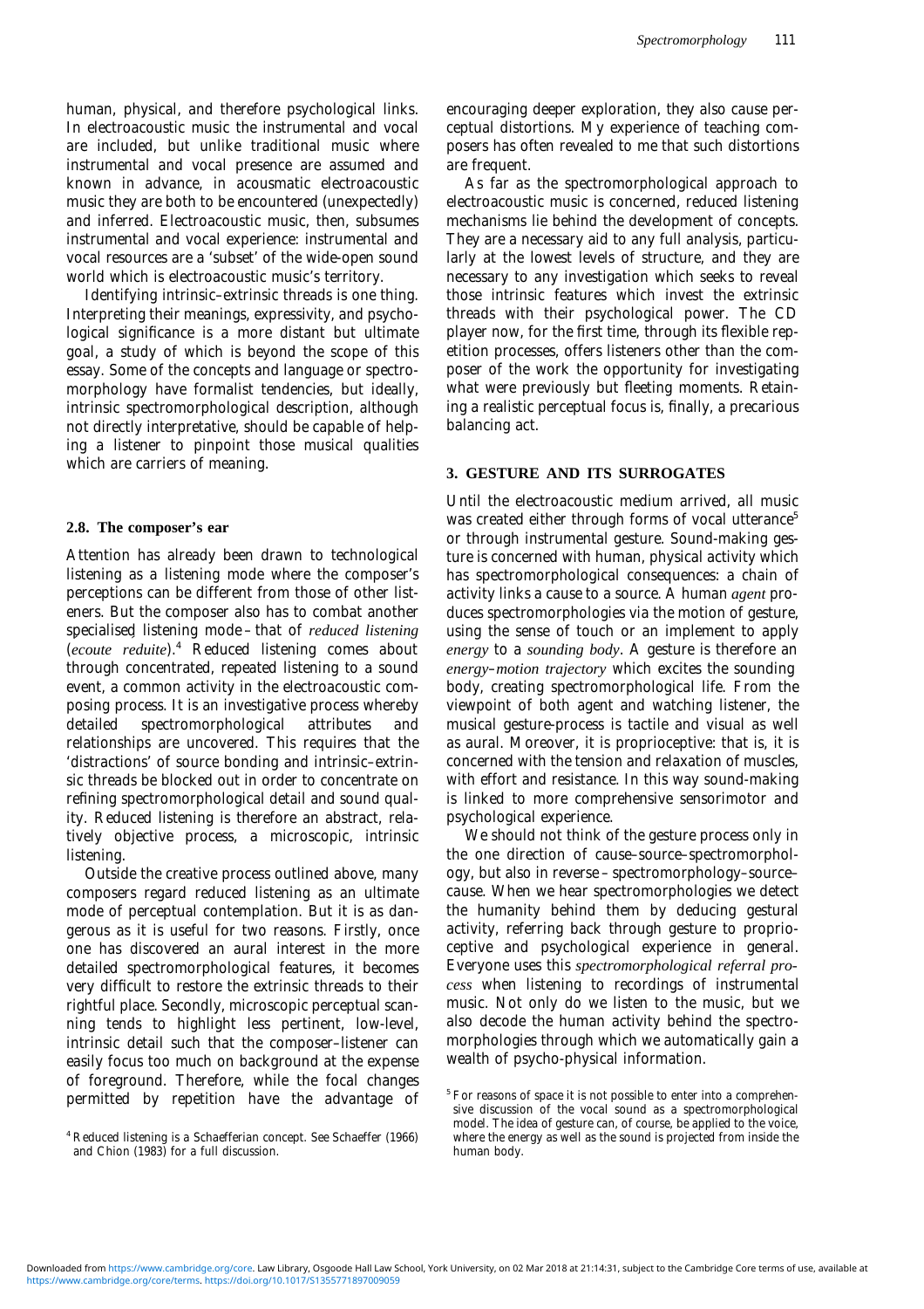human, physical, and therefore psychological links. In electroacoustic music the instrumental and vocal are included, but unlike traditional music where instrumental and vocal presence are assumed and known in advance, in acousmatic electroacoustic music they are both to be encountered (unexpectedly) and inferred. Electroacoustic music, then, subsumes instrumental and vocal experience: instrumental and vocal resources are a 'subset' of the wide-open sound world which is electroacoustic music's territory.

Identifying intrinsic–extrinsic threads is one thing. Interpreting their meanings, expressivity, and psychological significance is a more distant but ultimate goal, a study of which is beyond the scope of this essay. Some of the concepts and language or spectromorphology have formalist tendencies, but ideally, intrinsic spectromorphological description, although not directly interpretative, should be capable of helping a listener to pinpoint those musical qualities which are carriers of meaning.

### 2.8. The composer's ear

Attention has already been drawn to technological listening as a listening mode where the composer's perceptions can be different from those of other listeners. But the composer also has to combat another specialised listening mode – that of *reduced listening* (*ecoute reduite*).[4] Reduced listening comes about through concentrated, repeated listening to a sound event, a common activity in the electroacoustic composing process. It is an investigative process whereby detailed spectromorphological attributes and relationships are uncovered. This requires that the 'distractions' of source bonding and intrinsic–extrinsic threads be blocked out in order to concentrate on refining spectromorphological detail and sound quality. Reduced listening is therefore an abstract, relatively objective process, a microscopic, intrinsic listening.

Outside the creative process outlined above, many composers regard reduced listening as an ultimate mode of perceptual contemplation. But it is as dangerous as it is useful for two reasons. Firstly, once one has discovered an aural interest in the more detailed spectromorphological features, it becomes very difficult to restore the extrinsic threads to their rightful place. Secondly, microscopic perceptual scanning tends to highlight less pertinent, low-level, intrinsic detail such that the composer–listener can easily focus too much on background at the expense of foreground. Therefore, while the focal changes permitted by repetition have the advantage of encouraging deeper exploration, they also cause perceptual distortions. My experience of teaching composers has often revealed to me that such distortions are frequent.

As far as the spectromorphological approach to electroacoustic music is concerned, reduced listening mechanisms lie behind the development of concepts. They are a necessary aid to any full analysis, particularly at the lowest levels of structure, and they are necessary to any investigation which seeks to reveal those intrinsic features which invest the extrinsic threads with their psychological power. The CD player now, for the first time, through its flexible repetition processes, offers listeners other than the composer of the work the opportunity for investigating what were previously but fleeting moments. Retaining a realistic perceptual focus is, finally, a precarious balancing act.

## 3. GESTURE AND ITS SURROGATES

Until the electroacoustic medium arrived, all music was created either through forms of vocal utterance[5] or through instrumental gesture. Sound-making gesture is concerned with human, physical activity which has spectromorphological consequences: a chain of activity links a cause to a source. A human *agent* produces spectromorphologies via the motion of gesture, using the sense of touch or an implement to apply *energy* to a *sounding body*. A gesture is therefore an *energy–motion trajectory* which excites the sounding body, creating spectromorphological life. From the viewpoint of both agent and watching listener, the musical gesture-process is tactile and visual as well as aural. Moreover, it is proprioceptive: that is, it is concerned with the tension and relaxation of muscles, with effort and resistance. In this way sound-making is linked to more comprehensive sensorimotor and psychological experience.

We should not think of the gesture process only in the one direction of cause–source–spectromorphology, but also in reverse – spectromorphology–source–cause. When we hear spectromorphologies we detect the humanity behind them by deducing gestural activity, referring back through gesture to proprioceptive and psychological experience in general. Everyone uses this *spectromorphological referral process* when listening to recordings of instrumental music. Not only do we listen to the music, but we also decode the human activity behind the spectromorphologies through which we automatically gain a wealth of psycho-physical information.

[4] Reduced listening is a Schaefferian concept. See Schaeffer (1966) and Chion (1983) for a full discussion.

[5] For reasons of space it is not possible to enter into a comprehensive discussion of the vocal sound as a spectromorphological model. The idea of gesture can, of course, be applied to the voice, where the energy as well as the sound is projected from inside the human body.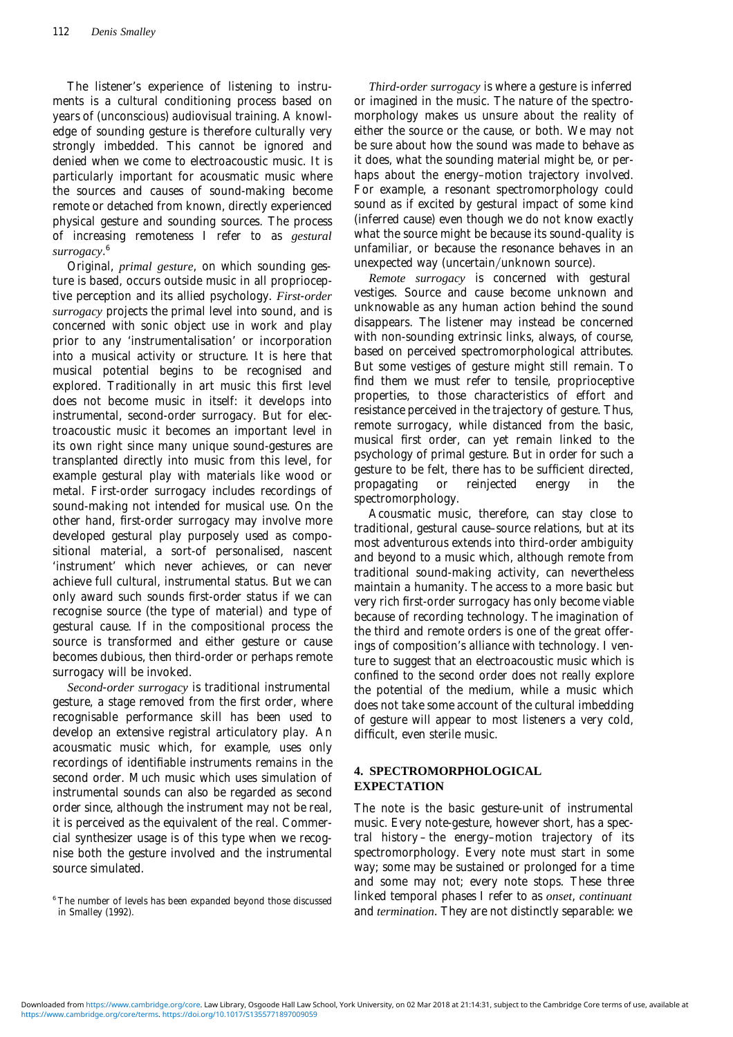The listener's experience of listening to instruments is a cultural conditioning process based on years of (unconscious) audiovisual training. A knowledge of sounding gesture is therefore culturally very strongly imbedded. This cannot be ignored and denied when we come to electroacoustic music. It is particularly important for acousmatic music where the sources and causes of sound-making become remote or detached from known, directly experienced physical gesture and sounding sources. The process of increasing remoteness I refer to as *gestural surrogacy*.[6]

Original, *primal gesture*, on which sounding gesture is based, occurs outside music in all proprioceptive perception and its allied psychology. *First-order surrogacy* projects the primal level into sound, and is concerned with sonic object use in work and play prior to any 'instrumentalisation' or incorporation into a musical activity or structure. It is here that musical potential begins to be recognised and explored. Traditionally in art music this first level does not become music in itself: it develops into instrumental, second-order surrogacy. But for electroacoustic music it becomes an important level in its own right since many unique sound-gestures are transplanted directly into music from this level, for example gestural play with materials like wood or metal. First-order surrogacy includes recordings of sound-making not intended for musical use. On the other hand, first-order surrogacy may involve more developed gestural play purposely used as compositional material, a sort-of personalised, nascent 'instrument' which never achieves, or can never achieve full cultural, instrumental status. But we can only award such sounds first-order status if we can recognise source (the type of material) and type of gestural cause. If in the compositional process the source is transformed and either gesture or cause becomes dubious, then third-order or perhaps remote surrogacy will be invoked.

*Second-order surrogacy* is traditional instrumental gesture, a stage removed from the first order, where recognisable performance skill has been used to develop an extensive registral articulatory play. An acousmatic music which, for example, uses only recordings of identifiable instruments remains in the second order. Much music which uses simulation of instrumental sounds can also be regarded as second order since, although the instrument may not be real, it is perceived as the equivalent of the real. Commercial synthesizer usage is of this type when we recognise both the gesture involved and the instrumental source simulated.

*Third-order surrogacy* is where a gesture is inferred or imagined in the music. The nature of the spectromorphology makes us unsure about the reality of either the source or the cause, or both. We may not be sure about how the sound was made to behave as it does, what the sounding material might be, or perhaps about the energy–motion trajectory involved. For example, a resonant spectromorphology could sound as if excited by gestural impact of some kind (inferred cause) even though we do not know exactly what the source might be because its sound-quality is unfamiliar, or because the resonance behaves in an unexpected way (uncertain/unknown source).

*Remote surrogacy* is concerned with gestural vestiges. Source and cause become unknown and unknowable as any human action behind the sound disappears. The listener may instead be concerned with non-sounding extrinsic links, always, of course, based on perceived spectromorphological attributes. But some vestiges of gesture might still remain. To find them we must refer to tensile, proprioceptive properties, to those characteristics of effort and resistance perceived in the trajectory of gesture. Thus, remote surrogacy, while distanced from the basic, musical first order, can yet remain linked to the psychology of primal gesture. But in order for such a gesture to be felt, there has to be sufficient directed, propagating or reinjected energy in the spectromorphology.

Acousmatic music, therefore, can stay close to traditional, gestural cause–source relations, but at its most adventurous extends into third-order ambiguity and beyond to a music which, although remote from traditional sound-making activity, can nevertheless maintain a humanity. The access to a more basic but very rich first-order surrogacy has only become viable because of recording technology. The imagination of the third and remote orders is one of the great offerings of composition's alliance with technology. I venture to suggest that an electroacoustic music which is confined to the second order does not really explore the potential of the medium, while a music which does not take some account of the cultural imbedding of gesture will appear to most listeners a very cold, difficult, even sterile music.

## 4. SPECTROMORPHOLOGICAL EXPECTATION

The note is the basic gesture-unit of instrumental music. Every note-gesture, however short, has a spectral history – the energy–motion trajectory of its spectromorphology. Every note must start in some way; some may be sustained or prolonged for a time and some may not; every note stops. These three linked temporal phases I refer to as *onset*, *continuant* and *termination*. They are not distinctly separable: we

[6] The number of levels has been expanded beyond those discussed in Smalley (1992).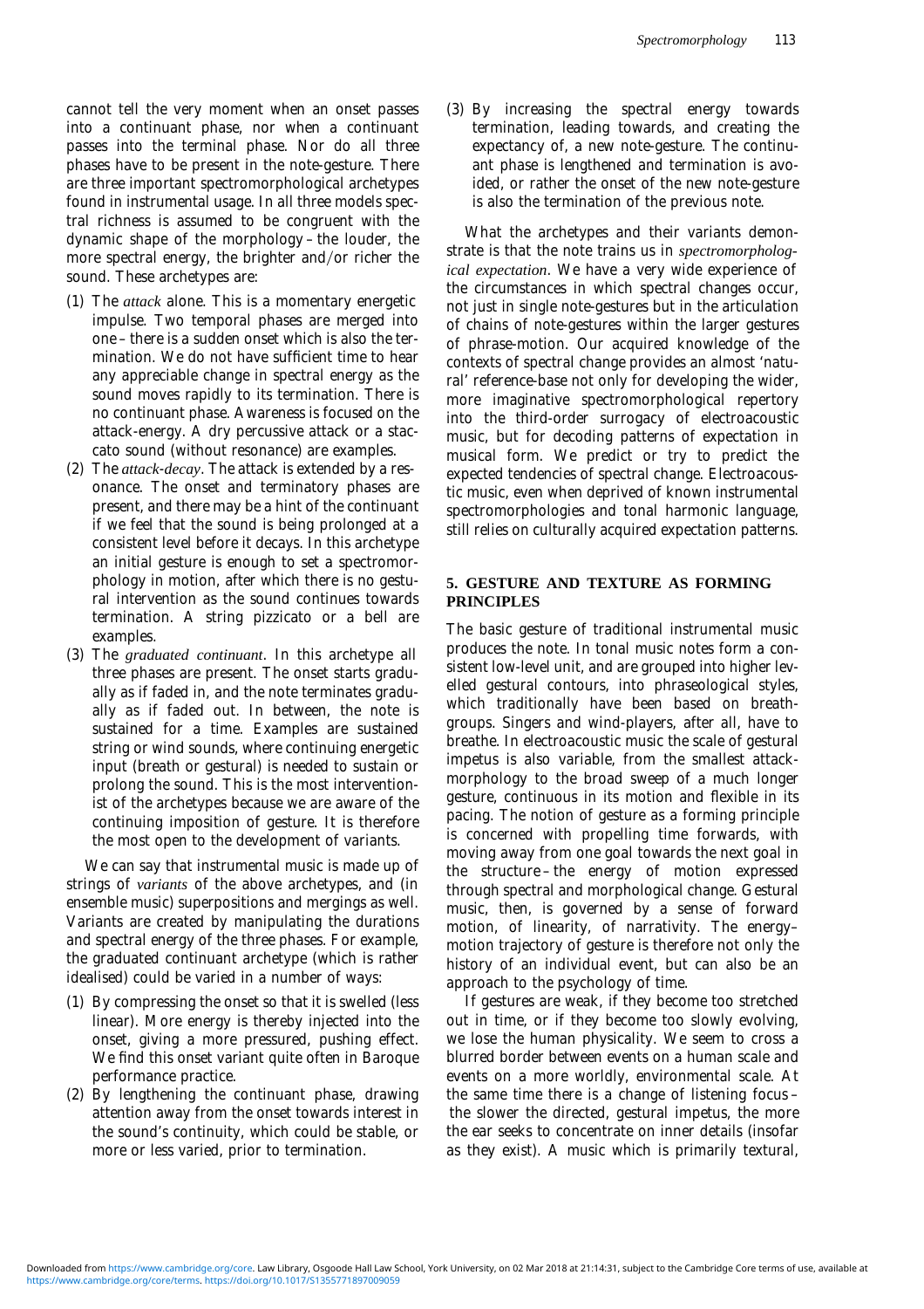cannot tell the very moment when an onset passes into a continuant phase, nor when a continuant passes into the terminal phase. Nor do all three phases have to be present in the note-gesture. There are three important spectromorphological archetypes found in instrumental usage. In all three models spectral richness is assumed to be congruent with the dynamic shape of the morphology – the louder, the more spectral energy, the brighter and/or richer the sound. These archetypes are:

(1) The *attack* alone. This is a momentary energetic impulse. Two temporal phases are merged into one – there is a sudden onset which is also the termination. We do not have sufficient time to hear any appreciable change in spectral energy as the sound moves rapidly to its termination. There is no continuant phase. Awareness is focused on the attack-energy. A dry percussive attack or a staccato sound (without resonance) are examples.

(2) The *attack-decay*. The attack is extended by a resonance. The onset and terminatory phases are present, and there may be a hint of the continuant if we feel that the sound is being prolonged at a consistent level before it decays. In this archetype an initial gesture is enough to set a spectromorphology in motion, after which there is no gestural intervention as the sound continues towards termination. A string pizzicato or a bell are examples.

(3) The *graduated continuant*. In this archetype all three phases are present. The onset starts gradually as if faded in, and the note terminates gradually as if faded out. In between, the note is sustained for a time. Examples are sustained string or wind sounds, where continuing energetic input (breath or gestural) is needed to sustain or prolong the sound. This is the most interventionist of the archetypes because we are aware of the continuing imposition of gesture. It is therefore the most open to the development of variants.

We can say that instrumental music is made up of strings of *variants* of the above archetypes, and (in ensemble music) superpositions and mergings as well. Variants are created by manipulating the durations and spectral energy of the three phases. For example, the graduated continuant archetype (which is rather idealised) could be varied in a number of ways:

(1) By compressing the onset so that it is swelled (less linear). More energy is thereby injected into the onset, giving a more pressured, pushing effect. We find this onset variant quite often in Baroque performance practice.

(2) By lengthening the continuant phase, drawing attention away from the onset towards interest in the sound's continuity, which could be stable, or more or less varied, prior to termination.

(3) By increasing the spectral energy towards termination, leading towards, and creating the expectancy of, a new note-gesture. The continuant phase is lengthened and termination is avoided, or rather the onset of the new note-gesture is also the termination of the previous note.

What the archetypes and their variants demonstrate is that the note trains us in *spectromorphological expectation*. We have a very wide experience of the circumstances in which spectral changes occur, not just in single note-gestures but in the articulation of chains of note-gestures within the larger gestures of phrase-motion. Our acquired knowledge of the contexts of spectral change provides an almost 'natural' reference-base not only for developing the wider, more imaginative spectromorphological repertory into the third-order surrogacy of electroacoustic music, but for decoding patterns of expectation in musical form. We predict or try to predict the expected tendencies of spectral change. Electroacoustic music, even when deprived of known instrumental spectromorphologies and tonal harmonic language, still relies on culturally acquired expectation patterns.

## 5. GESTURE AND TEXTURE AS FORMING PRINCIPLES

The basic gesture of traditional instrumental music produces the note. In tonal music notes form a consistent low-level unit, and are grouped into higher levelled gestural contours, into phraseological styles, which traditionally have been based on breath-groups. Singers and wind-players, after all, have to breathe. In electroacoustic music the scale of gestural impetus is also variable, from the smallest attack-morphology to the broad sweep of a much longer gesture, continuous in its motion and flexible in its pacing. The notion of gesture as a forming principle is concerned with propelling time forwards, with moving away from one goal towards the next goal in the structure – the energy of motion expressed through spectral and morphological change. Gestural music, then, is governed by a sense of forward motion, of linearity, of narrativity. The energy–motion trajectory of gesture is therefore not only the history of an individual event, but can also be an approach to the psychology of time.

If gestures are weak, if they become too stretched out in time, or if they become too slowly evolving, we lose the human physicality. We seem to cross a blurred border between events on a human scale and events on a more worldly, environmental scale. At the same time there is a change of listening focus – the slower the directed, gestural impetus, the more the ear seeks to concentrate on inner details (insofar as they exist). A music which is primarily textural,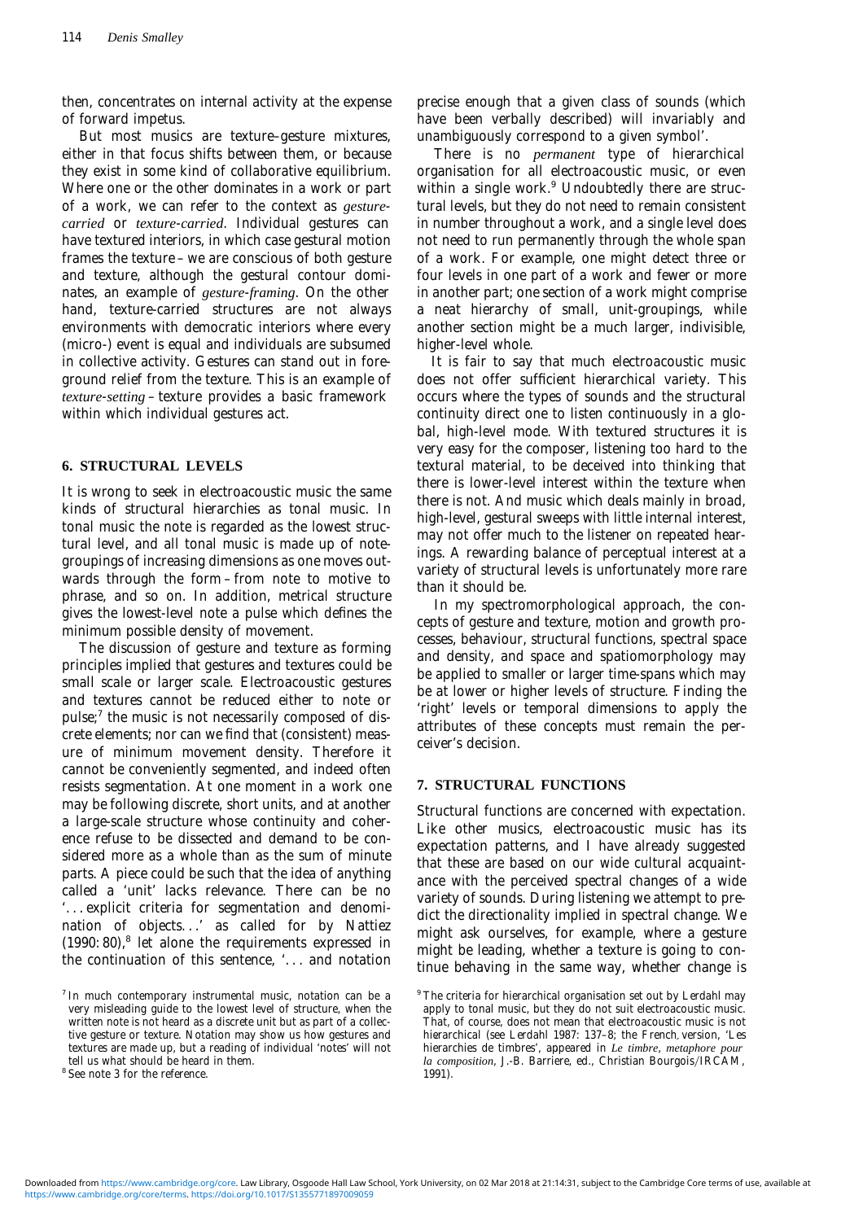then, concentrates on internal activity at the expense of forward impetus.

But most musics are texture–gesture mixtures, either in that focus shifts between them, or because they exist in some kind of collaborative equilibrium. Where one or the other dominates in a work or part of a work, we can refer to the context as *gesture-carried* or *texture-carried*. Individual gestures can have textured interiors, in which case gestural motion frames the texture – we are conscious of both gesture and texture, although the gestural contour dominates, an example of *gesture-framing*. On the other hand, texture-carried structures are not always environments with democratic interiors where every (micro-) event is equal and individuals are subsumed in collective activity. Gestures can stand out in foreground relief from the texture. This is an example of *texture-setting* – texture provides a basic framework within which individual gestures act.

## 6. STRUCTURAL LEVELS

It is wrong to seek in electroacoustic music the same kinds of structural hierarchies as tonal music. In tonal music the note is regarded as the lowest structural level, and all tonal music is made up of note-groupings of increasing dimensions as one moves outwards through the form – from note to motive to phrase, and so on. In addition, metrical structure gives the lowest-level note a pulse which defines the minimum possible density of movement.

The discussion of gesture and texture as forming principles implied that gestures and textures could be small scale or larger scale. Electroacoustic gestures and textures cannot be reduced either to note or pulse;[7] the music is not necessarily composed of discrete elements; nor can we find that (consistent) measure of minimum movement density. Therefore it cannot be conveniently segmented, and indeed often resists segmentation. At one moment in a work one may be following discrete, short units, and at another a large-scale structure whose continuity and coherence refuse to be dissected and demand to be considered more as a whole than as the sum of minute parts. A piece could be such that the idea of anything called a 'unit' lacks relevance. There can be no '. . . explicit criteria for segmentation and denomination of objects. . .' as called for by Nattiez (1990: 80),[8] let alone the requirements expressed in the continuation of this sentence, '. . . and notation precise enough that a given class of sounds (which have been verbally described) will invariably and unambiguously correspond to a given symbol'.

There is no *permanent* type of hierarchical organisation for all electroacoustic music, or even within a single work.[9] Undoubtedly there are structural levels, but they do not need to remain consistent in number throughout a work, and a single level does not need to run permanently through the whole span of a work. For example, one might detect three or four levels in one part of a work and fewer or more in another part; one section of a work might comprise a neat hierarchy of small, unit-groupings, while another section might be a much larger, indivisible, higher-level whole.

It is fair to say that much electroacoustic music does not offer sufficient hierarchical variety. This occurs where the types of sounds and the structural continuity direct one to listen continuously in a global, high-level mode. With textured structures it is very easy for the composer, listening too hard to the textural material, to be deceived into thinking that there is lower-level interest within the texture when there is not. And music which deals mainly in broad, high-level, gestural sweeps with little internal interest, may not offer much to the listener on repeated hearings. A rewarding balance of perceptual interest at a variety of structural levels is unfortunately more rare than it should be.

In my spectromorphological approach, the concepts of gesture and texture, motion and growth processes, behaviour, structural functions, spectral space and density, and space and spatiomorphology may be applied to smaller or larger time-spans which may be at lower or higher levels of structure. Finding the 'right' levels or temporal dimensions to apply the attributes of these concepts must remain the perceiver's decision.

## 7. STRUCTURAL FUNCTIONS

Structural functions are concerned with expectation. Like other musics, electroacoustic music has its expectation patterns, and I have already suggested that these are based on our wide cultural acquaintance with the perceived spectral changes of a wide variety of sounds. During listening we attempt to predict the directionality implied in spectral change. We might ask ourselves, for example, where a gesture might be leading, whether a texture is going to continue behaving in the same way, whether change is

[7] In much contemporary instrumental music, notation can be a very misleading guide to the lowest level of structure, when the written note is not heard as a discrete unit but as part of a collective gesture or texture. Notation may show us how gestures and textures are made up, but a reading of individual 'notes' will not tell us what should be heard in them.

[8] See note 3 for the reference.

[9] The criteria for hierarchical organisation set out by Lerdahl may apply to tonal music, but they do not suit electroacoustic music. That, of course, does not mean that electroacoustic music is not hierarchical (see Lerdahl 1987: 137–8; the French version, 'Les hierarchies de timbres', appeared in *Le timbre, metaphore pour la composition*, J.-B. Barriere, ed., Christian Bourgois/IRCAM, 1991).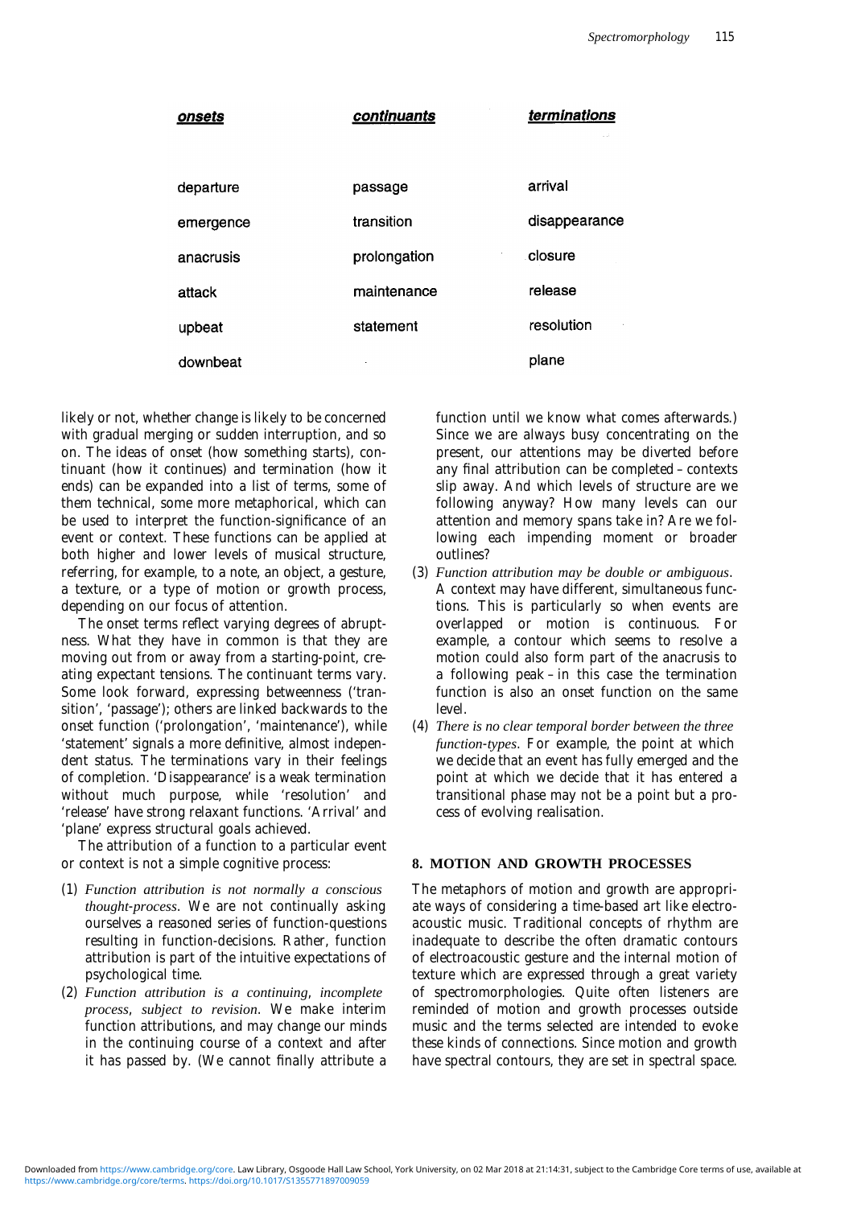| onsets | continuants | terminations |
|---|---|---|
| departure | passage | arrival |
| emergence | transition | disappearance |
| anacrusis | prolongation | closure |
| attack | maintenance | release |
| upbeat | statement | resolution |
| downbeat | | plane |

likely or not, whether change is likely to be concerned with gradual merging or sudden interruption, and so on. The ideas of onset (how something starts), continuant (how it continues) and termination (how it ends) can be expanded into a list of terms, some of them technical, some more metaphorical, which can be used to interpret the function-significance of an event or context. These functions can be applied at both higher and lower levels of musical structure, referring, for example, to a note, an object, a gesture, a texture, or a type of motion or growth process, depending on our focus of attention.

The onset terms reflect varying degrees of abruptness. What they have in common is that they are moving out from or away from a starting-point, creating expectant tensions. The continuant terms vary. Some look forward, expressing betweenness ('transition', 'passage'); others are linked backwards to the onset function ('prolongation', 'maintenance'), while 'statement' signals a more definitive, almost independent status. The terminations vary in their feelings of completion. 'Disappearance' is a weak termination without much purpose, while 'resolution' and 'release' have strong relaxant functions. 'Arrival' and 'plane' express structural goals achieved.

The attribution of a function to a particular event or context is not a simple cognitive process:

(1) *Function attribution is not normally a conscious thought-process*. We are not continually asking ourselves a reasoned series of function-questions resulting in function-decisions. Rather, function attribution is part of the intuitive expectations of psychological time.

(2) *Function attribution is a continuing, incomplete process, subject to revision*. We make interim function attributions, and may change our minds in the continuing course of a context and after it has passed by. (We cannot finally attribute a function until we know what comes afterwards.) Since we are always busy concentrating on the present, our attentions may be diverted before any final attribution can be completed – contexts slip away. And which levels of structure are we following anyway? How many levels can our attention and memory spans take in? Are we following each impending moment or broader outlines?

(3) *Function attribution may be double or ambiguous*. A context may have different, simultaneous functions. This is particularly so when events are overlapped or motion is continuous. For example, a contour which seems to resolve a motion could also form part of the anacrusis to a following peak – in this case the termination function is also an onset function on the same level.

(4) *There is no clear temporal border between the three function-types*. For example, the point at which we decide that an event has fully emerged and the point at which we decide that it has entered a transitional phase may not be a point but a process of evolving realisation.

## 8. MOTION AND GROWTH PROCESSES

The metaphors of motion and growth are appropriate ways of considering a time-based art like electroacoustic music. Traditional concepts of rhythm are inadequate to describe the often dramatic contours of electroacoustic gesture and the internal motion of texture which are expressed through a great variety of spectromorphologies. Quite often listeners are reminded of motion and growth processes outside music and the terms selected are intended to evoke these kinds of connections. Since motion and growth have spectral contours, they are set in spectral space.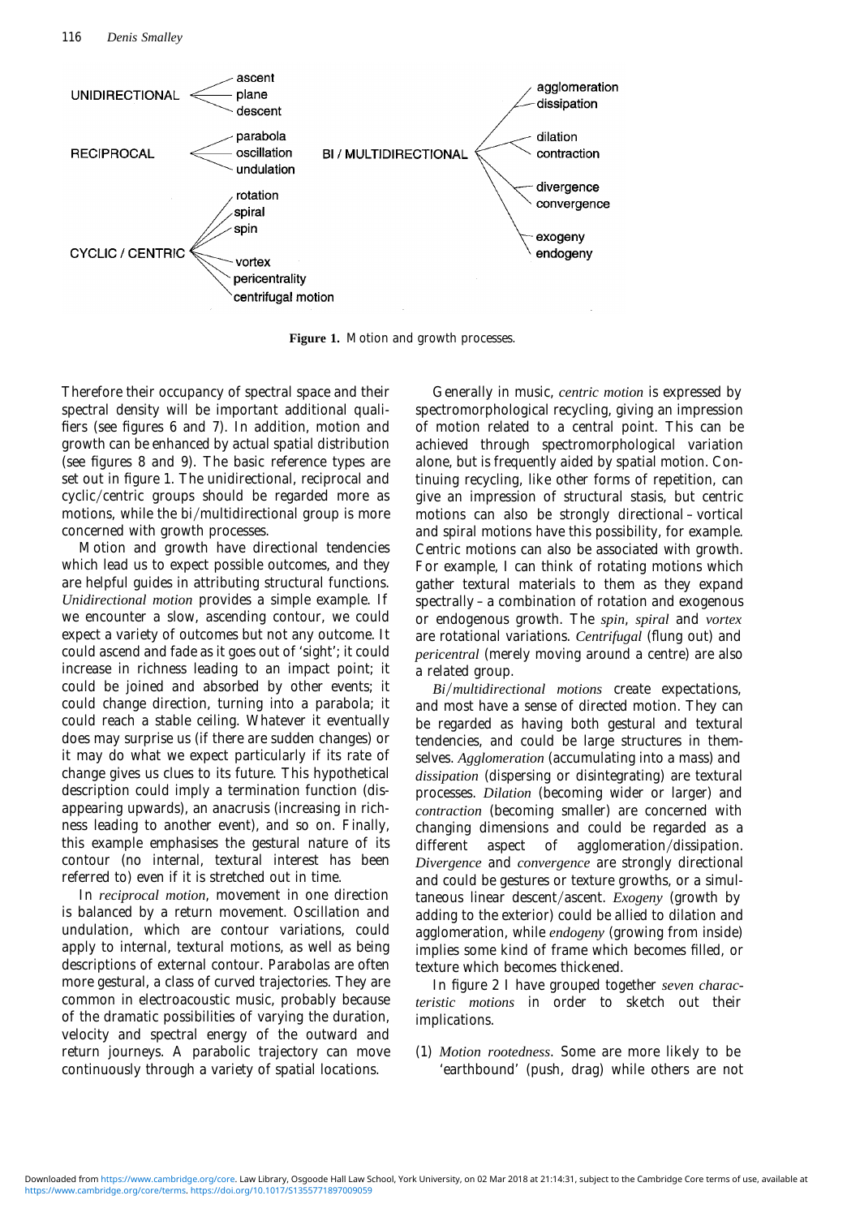UNIDIRECTIONAL
ascent
plane
descent

RECIPROCAL
parabola
oscillation
undulation

CYCLIC / CENTRIC
rotation
spiral
spin
vortex
pericentrality
centrifugal motion

BI / MULTIDIRECTIONAL
agglomeration
dissipation
dilation
contraction
divergence
convergence
exogeny
endogeny

**Figure 1.** Motion and growth processes.

Therefore their occupancy of spectral space and their spectral density will be important additional qualifiers (see figures 6 and 7). In addition, motion and growth can be enhanced by actual spatial distribution (see figures 8 and 9). The basic reference types are set out in figure 1. The unidirectional, reciprocal and cyclic/centric groups should be regarded more as motions, while the bi/multidirectional group is more concerned with growth processes.

Motion and growth have directional tendencies which lead us to expect possible outcomes, and they are helpful guides in attributing structural functions. *Unidirectional motion* provides a simple example. If we encounter a slow, ascending contour, we could expect a variety of outcomes but not any outcome. It could ascend and fade as it goes out of 'sight'; it could increase in richness leading to an impact point; it could be joined and absorbed by other events; it could change direction, turning into a parabola; it could reach a stable ceiling. Whatever it eventually does may surprise us (if there are sudden changes) or it may do what we expect particularly if its rate of change gives us clues to its future. This hypothetical description could imply a termination function (disappearing upwards), an anacrusis (increasing in richness leading to another event), and so on. Finally, this example emphasises the gestural nature of its contour (no internal, textural interest has been referred to) even if it is stretched out in time.

In *reciprocal motion*, movement in one direction is balanced by a return movement. Oscillation and undulation, which are contour variations, could apply to internal, textural motions, as well as being descriptions of external contour. Parabolas are often more gestural, a class of curved trajectories. They are common in electroacoustic music, probably because of the dramatic possibilities of varying the duration, velocity and spectral energy of the outward and return journeys. A parabolic trajectory can move continuously through a variety of spatial locations.

Generally in music, *centric motion* is expressed by spectromorphological recycling, giving an impression of motion related to a central point. This can be achieved through spectromorphological variation alone, but is frequently aided by spatial motion. Continuing recycling, like other forms of repetition, can give an impression of structural stasis, but centric motions can also be strongly directional – vortical and spiral motions have this possibility, for example. Centric motions can also be associated with growth. For example, I can think of rotating motions which gather textural materials to them as they expand spectrally – a combination of rotation and exogenous or endogenous growth. The *spin*, *spiral* and *vortex* are rotational variations. *Centrifugal* (flung out) and *pericentral* (merely moving around a centre) are also a related group.

*Bi/multidirectional motions* create expectations, and most have a sense of directed motion. They can be regarded as having both gestural and textural tendencies, and could be large structures in themselves. *Agglomeration* (accumulating into a mass) and *dissipation* (dispersing or disintegrating) are textural processes. *Dilation* (becoming wider or larger) and *contraction* (becoming smaller) are concerned with changing dimensions and could be regarded as a different aspect of agglomeration/dissipation. *Divergence* and *convergence* are strongly directional and could be gestures or texture growths, or a simultaneous linear descent/ascent. *Exogeny* (growth by adding to the exterior) could be allied to dilation and agglomeration, while *endogeny* (growing from inside) implies some kind of frame which becomes filled, or texture which becomes thickened.

In figure 2 I have grouped together *seven characteristic motions* in order to sketch out their implications.

(1) *Motion rootedness*. Some are more likely to be 'earthbound' (push, drag) while others are not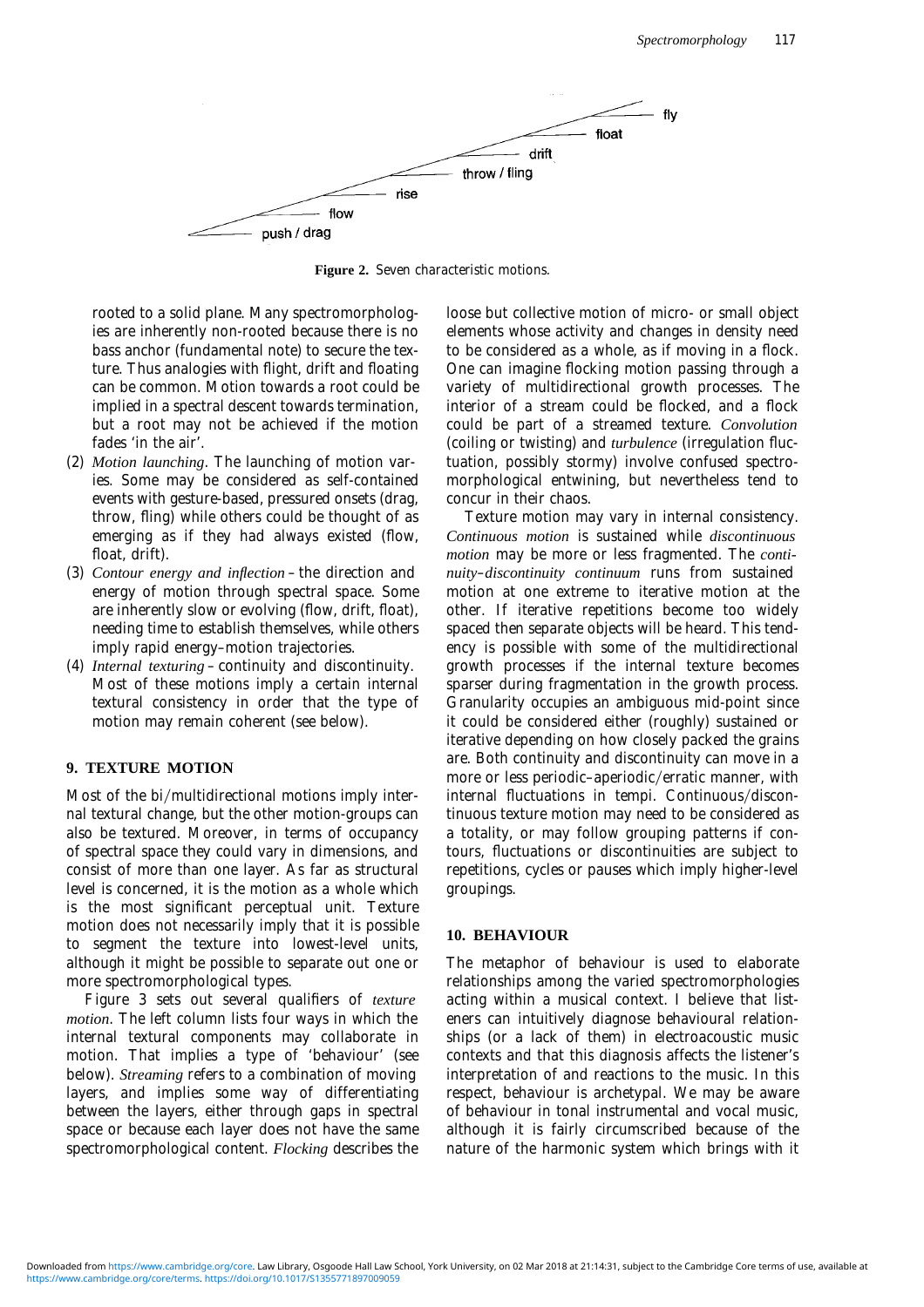fly

float

drift

throw / fling

rise

flow

push / drag

**Figure 2.** Seven characteristic motions.

rooted to a solid plane. Many spectromorphologies are inherently non-rooted because there is no bass anchor (fundamental note) to secure the texture. Thus analogies with flight, drift and floating can be common. Motion towards a root could be implied in a spectral descent towards termination, but a root may not be achieved if the motion fades 'in the air'.

(2) *Motion launching*. The launching of motion varies. Some may be considered as self-contained events with gesture-based, pressured onsets (drag, throw, fling) while others could be thought of as emerging as if they had always existed (flow, float, drift).

(3) *Contour energy and inflection* – the direction and energy of motion through spectral space. Some are inherently slow or evolving (flow, drift, float), needing time to establish themselves, while others imply rapid energy–motion trajectories.

(4) *Internal texturing* – continuity and discontinuity. Most of these motions imply a certain internal textural consistency in order that the type of motion may remain coherent (see below).

## 9. TEXTURE MOTION

Most of the bi/multidirectional motions imply internal textural change, but the other motion-groups can also be textured. Moreover, in terms of occupancy of spectral space they could vary in dimensions, and consist of more than one layer. As far as structural level is concerned, it is the motion as a whole which is the most significant perceptual unit. Texture motion does not necessarily imply that it is possible to segment the texture into lowest-level units, although it might be possible to separate out one or more spectromorphological types.

Figure 3 sets out several qualifiers of *texture motion*. The left column lists four ways in which the internal textural components may collaborate in motion. That implies a type of 'behaviour' (see below). *Streaming* refers to a combination of moving layers, and implies some way of differentiating between the layers, either through gaps in spectral space or because each layer does not have the same spectromorphological content. *Flocking* describes the loose but collective motion of micro- or small object elements whose activity and changes in density need to be considered as a whole, as if moving in a flock. One can imagine flocking motion passing through a variety of multidirectional growth processes. The interior of a stream could be flocked, and a flock could be part of a streamed texture. *Convolution* (coiling or twisting) and *turbulence* (irregulation fluctuation, possibly stormy) involve confused spectromorphological entwining, but nevertheless tend to concur in their chaos.

Texture motion may vary in internal consistency. *Continuous motion* is sustained while *discontinuous motion* may be more or less fragmented. The *continuity–discontinuity continuum* runs from sustained motion at one extreme to iterative motion at the other. If iterative repetitions become too widely spaced then separate objects will be heard. This tendency is possible with some of the multidirectional growth processes if the internal texture becomes sparser during fragmentation in the growth process. Granularity occupies an ambiguous mid-point since it could be considered either (roughly) sustained or iterative depending on how closely packed the grains are. Both continuity and discontinuity can move in a more or less periodic–aperiodic/erratic manner, with internal fluctuations in tempi. Continuous/discontinuous texture motion may need to be considered as a totality, or may follow grouping patterns if contours, fluctuations or discontinuities are subject to repetitions, cycles or pauses which imply higher-level groupings.

## 10. BEHAVIOUR

The metaphor of behaviour is used to elaborate relationships among the varied spectromorphologies acting within a musical context. I believe that listeners can intuitively diagnose behavioural relationships (or a lack of them) in electroacoustic music contexts and that this diagnosis affects the listener's interpretation of and reactions to the music. In this respect, behaviour is archetypal. We may be aware of behaviour in tonal instrumental and vocal music, although it is fairly circumscribed because of the nature of the harmonic system which brings with it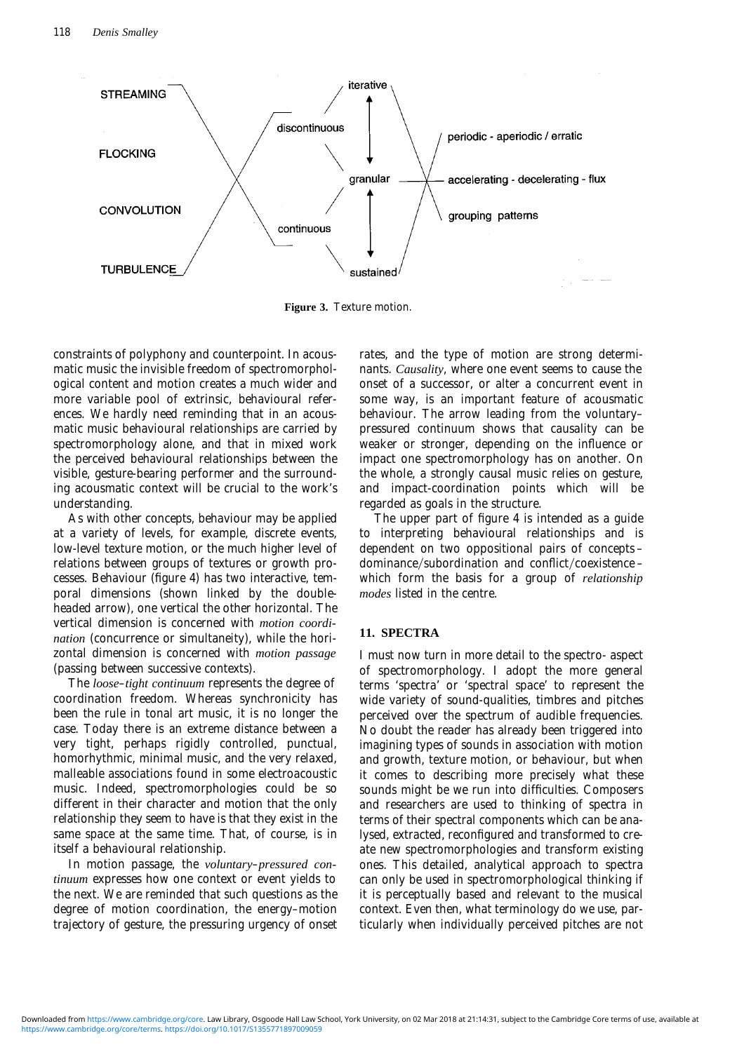STREAMING

FLOCKING

CONVOLUTION

TURBULENCE

discontinuous

continuous

iterative

granular

sustained

periodic - aperiodic / erratic

accelerating - decelerating - flux

grouping patterns

**Figure 3.** Texture motion.

constraints of polyphony and counterpoint. In acousmatic music the invisible freedom of spectromorphological content and motion creates a much wider and more variable pool of extrinsic, behavioural references. We hardly need reminding that in an acousmatic music behavioural relationships are carried by spectromorphology alone, and that in mixed work the perceived behavioural relationships between the visible, gesture-bearing performer and the surrounding acousmatic context will be crucial to the work's understanding.

As with other concepts, behaviour may be applied at a variety of levels, for example, discrete events, low-level texture motion, or the much higher level of relations between groups of textures or growth processes. Behaviour (figure 4) has two interactive, temporal dimensions (shown linked by the double-headed arrow), one vertical the other horizontal. The vertical dimension is concerned with *motion coordination* (concurrence or simultaneity), while the horizontal dimension is concerned with *motion passage* (passing between successive contexts).

The *loose–tight continuum* represents the degree of coordination freedom. Whereas synchronicity has been the rule in tonal art music, it is no longer the case. Today there is an extreme distance between a very tight, perhaps rigidly controlled, punctual, homorhythmic, minimal music, and the very relaxed, malleable associations found in some electroacoustic music. Indeed, spectromorphologies could be so different in their character and motion that the only relationship they seem to have is that they exist in the same space at the same time. That, of course, is in itself a behavioural relationship.

In motion passage, the *voluntary–pressured continuum* expresses how one context or event yields to the next. We are reminded that such questions as the degree of motion coordination, the energy–motion trajectory of gesture, the pressuring urgency of onset rates, and the type of motion are strong determinants. *Causality*, where one event seems to cause the onset of a successor, or alter a concurrent event in some way, is an important feature of acousmatic behaviour. The arrow leading from the voluntary–pressured continuum shows that causality can be weaker or stronger, depending on the influence or impact one spectromorphology has on another. On the whole, a strongly causal music relies on gesture, and impact-coordination points which will be regarded as goals in the structure.

The upper part of figure 4 is intended as a guide to interpreting behavioural relationships and is dependent on two oppositional pairs of concepts – dominance/subordination and conflict/coexistence – which form the basis for a group of *relationship modes* listed in the centre.

## 11. SPECTRA

I must now turn in more detail to the spectro- aspect of spectromorphology. I adopt the more general terms 'spectra' or 'spectral space' to represent the wide variety of sound-qualities, timbres and pitches perceived over the spectrum of audible frequencies. No doubt the reader has already been triggered into imagining types of sounds in association with motion and growth, texture motion, or behaviour, but when it comes to describing more precisely what these sounds might be we run into difficulties. Composers and researchers are used to thinking of spectra in terms of their spectral components which can be analysed, extracted, reconfigured and transformed to create new spectromorphologies and transform existing ones. This detailed, analytical approach to spectra can only be used in spectromorphological thinking if it is perceptually based and relevant to the musical context. Even then, what terminology do we use, particularly when individually perceived pitches are not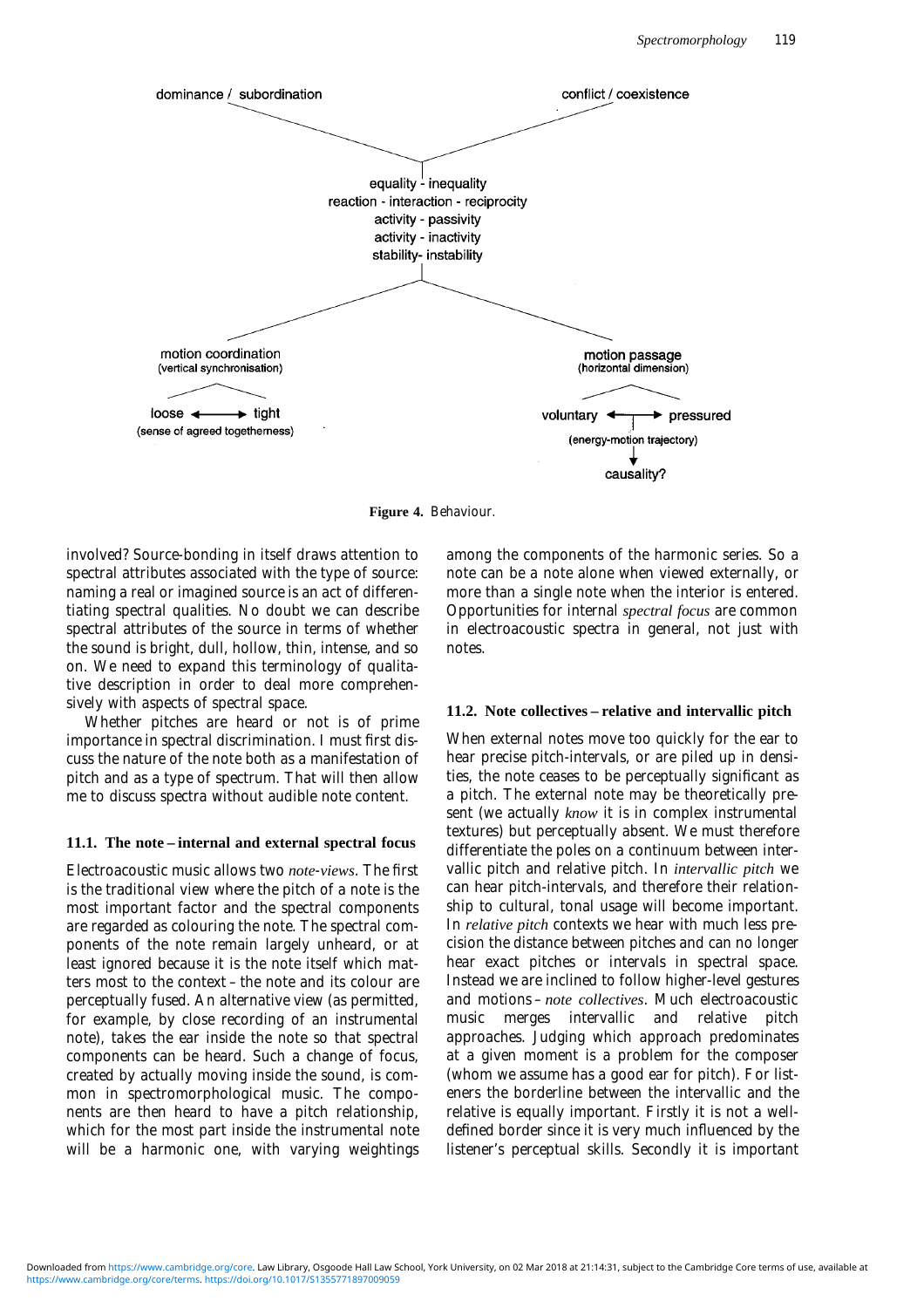dominance / subordination

conflict / coexistence

equality - inequality
reaction - interaction - reciprocity
activity - passivity
activity - inactivity
stability- instability

motion coordination
(vertical synchronisation)

loose ⟵⟶ tight
(sense of agreed togetherness)

motion passage
(horizontal dimension)

voluntary ⟵⟶ pressured
(energy-motion trajectory)
causality?

**Figure 4.** Behaviour.

involved? Source-bonding in itself draws attention to spectral attributes associated with the type of source: naming a real or imagined source is an act of differentiating spectral qualities. No doubt we can describe spectral attributes of the source in terms of whether the sound is bright, dull, hollow, thin, intense, and so on. We need to expand this terminology of qualitative description in order to deal more comprehensively with aspects of spectral space.

Whether pitches are heard or not is of prime importance in spectral discrimination. I must first discuss the nature of the note both as a manifestation of pitch and as a type of spectrum. That will then allow me to discuss spectra without audible note content.

### 11.1. The note – internal and external spectral focus

Electroacoustic music allows two *note-views*. The first is the traditional view where the pitch of a note is the most important factor and the spectral components are regarded as colouring the note. The spectral components of the note remain largely unheard, or at least ignored because it is the note itself which matters most to the context – the note and its colour are perceptually fused. An alternative view (as permitted, for example, by close recording of an instrumental note), takes the ear inside the note so that spectral components can be heard. Such a change of focus, created by actually moving inside the sound, is common in spectromorphological music. The components are then heard to have a pitch relationship, which for the most part inside the instrumental note will be a harmonic one, with varying weightings among the components of the harmonic series. So a note can be a note alone when viewed externally, or more than a single note when the interior is entered. Opportunities for internal *spectral focus* are common in electroacoustic spectra in general, not just with notes.

### 11.2. Note collectives – relative and intervallic pitch

When external notes move too quickly for the ear to hear precise pitch-intervals, or are piled up in densities, the note ceases to be perceptually significant as a pitch. The external note may be theoretically present (we actually *know* it is in complex instrumental textures) but perceptually absent. We must therefore differentiate the poles on a continuum between intervallic pitch and relative pitch. In *intervallic pitch* we can hear pitch-intervals, and therefore their relationship to cultural, tonal usage will become important. In *relative pitch* contexts we hear with much less precision the distance between pitches and can no longer hear exact pitches or intervals in spectral space. Instead we are inclined to follow higher-level gestures and motions – *note collectives*. Much electroacoustic music merges intervallic and relative pitch approaches. Judging which approach predominates at a given moment is a problem for the composer (whom we assume has a good ear for pitch). For listeners the borderline between the intervallic and the relative is equally important. Firstly it is not a well-defined border since it is very much influenced by the listener's perceptual skills. Secondly it is important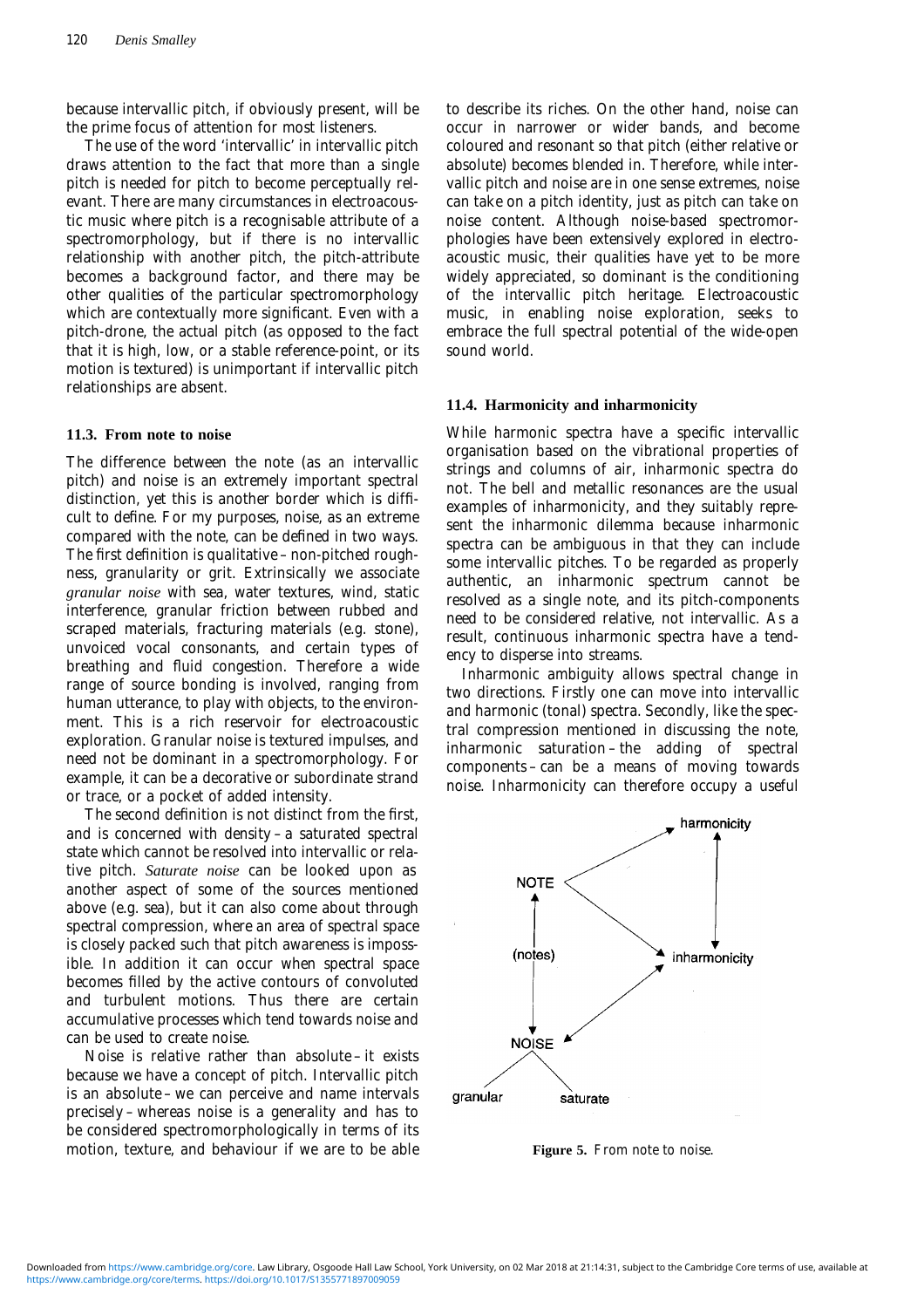because intervallic pitch, if obviously present, will be the prime focus of attention for most listeners.

The use of the word 'intervallic' in intervallic pitch draws attention to the fact that more than a single pitch is needed for pitch to become perceptually relevant. There are many circumstances in electroacoustic music where pitch is a recognisable attribute of a spectromorphology, but if there is no intervallic relationship with another pitch, the pitch-attribute becomes a background factor, and there may be other qualities of the particular spectromorphology which are contextually more significant. Even with a pitch-drone, the actual pitch (as opposed to the fact that it is high, low, or a stable reference-point, or its motion is textured) is unimportant if intervallic pitch relationships are absent.

### 11.3. From note to noise

The difference between the note (as an intervallic pitch) and noise is an extremely important spectral distinction, yet this is another border which is difficult to define. For my purposes, noise, as an extreme compared with the note, can be defined in two ways. The first definition is qualitative – non-pitched roughness, granularity or grit. Extrinsically we associate *granular noise* with sea, water textures, wind, static interference, granular friction between rubbed and scraped materials, fracturing materials (e.g. stone), unvoiced vocal consonants, and certain types of breathing and fluid congestion. Therefore a wide range of source bonding is involved, ranging from human utterance, to play with objects, to the environment. This is a rich reservoir for electroacoustic exploration. Granular noise is textured impulses, and need not be dominant in a spectromorphology. For example, it can be a decorative or subordinate strand or trace, or a pocket of added intensity.

The second definition is not distinct from the first, and is concerned with density – a saturated spectral state which cannot be resolved into intervallic or relative pitch. *Saturate noise* can be looked upon as another aspect of some of the sources mentioned above (e.g. sea), but it can also come about through spectral compression, where an area of spectral space is closely packed such that pitch awareness is impossible. In addition it can occur when spectral space becomes filled by the active contours of convoluted and turbulent motions. Thus there are certain accumulative processes which tend towards noise and can be used to create noise.

Noise is relative rather than absolute – it exists because we have a concept of pitch. Intervallic pitch is an absolute – we can perceive and name intervals precisely – whereas noise is a generality and has to be considered spectromorphologically in terms of its motion, texture, and behaviour if we are to be able to describe its riches. On the other hand, noise can occur in narrower or wider bands, and become coloured and resonant so that pitch (either relative or absolute) becomes blended in. Therefore, while intervallic pitch and noise are in one sense extremes, noise can take on a pitch identity, just as pitch can take on noise content. Although noise-based spectromorphologies have been extensively explored in electroacoustic music, their qualities have yet to be more widely appreciated, so dominant is the conditioning of the intervallic pitch heritage. Electroacoustic music, in enabling noise exploration, seeks to embrace the full spectral potential of the wide-open sound world.

### 11.4. Harmonicity and inharmonicity

While harmonic spectra have a specific intervallic organisation based on the vibrational properties of strings and columns of air, inharmonic spectra do not. The bell and metallic resonances are the usual examples of inharmonicity, and they suitably represent the inharmonic dilemma because inharmonic spectra can be ambiguous in that they can include some intervallic pitches. To be regarded as properly authentic, an inharmonic spectrum cannot be resolved as a single note, and its pitch-components need to be considered relative, not intervallic. As a result, continuous inharmonic spectra have a tendency to disperse into streams.

Inharmonic ambiguity allows spectral change in two directions. Firstly one can move into intervallic and harmonic (tonal) spectra. Secondly, like the spectral compression mentioned in discussing the note, inharmonic saturation – the adding of spectral components – can be a means of moving towards noise. Inharmonicity can therefore occupy a useful

harmonicity
NOTE
(notes)
inharmonicity
NOISE
granular
saturate

**Figure 5.** From note to noise.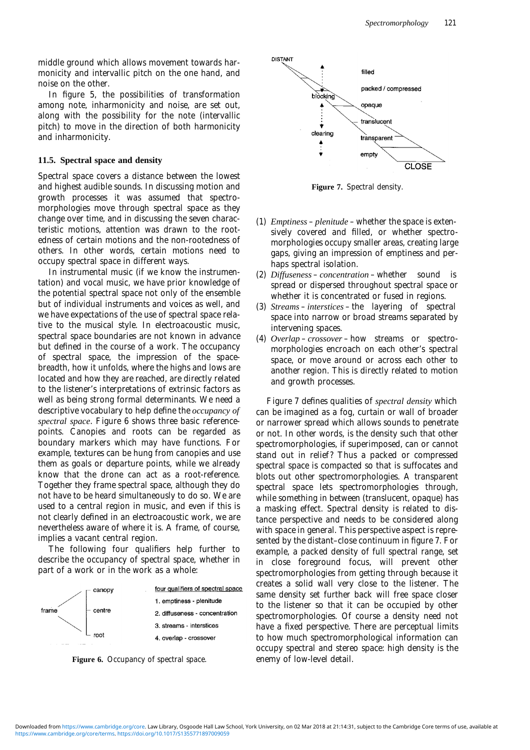middle ground which allows movement towards harmonicity and intervallic pitch on the one hand, and noise on the other.

In figure 5, the possibilities of transformation among note, inharmonicity and noise, are set out, along with the possibility for the note (intervallic pitch) to move in the direction of both harmonicity and inharmonicity.

### 11.5. Spectral space and density

Spectral space covers a distance between the lowest and highest audible sounds. In discussing motion and growth processes it was assumed that spectromorphologies move through spectral space as they change over time, and in discussing the seven characteristic motions, attention was drawn to the rootedness of certain motions and the non-rootedness of others. In other words, certain motions need to occupy spectral space in different ways.

In instrumental music (if we know the instrumentation) and vocal music, we have prior knowledge of the potential spectral space not only of the ensemble but of individual instruments and voices as well, and we have expectations of the use of spectral space relative to the musical style. In electroacoustic music, spectral space boundaries are not known in advance but defined in the course of a work. The occupancy of spectral space, the impression of the space-breadth, how it unfolds, where the highs and lows are located and how they are reached, are directly related to the listener's interpretations of extrinsic factors as well as being strong formal determinants. We need a descriptive vocabulary to help define the *occupancy of spectral space*. Figure 6 shows three basic reference-points. Canopies and roots can be regarded as boundary markers which may have functions. For example, textures can be hung from canopies and use them as goals or departure points, while we already know that the drone can act as a root-reference. Together they frame spectral space, although they do not have to be heard simultaneously to do so. We are used to a central region in music, and even if this is not clearly defined in an electroacoustic work, we are nevertheless aware of where it is. A frame, of course, implies a vacant central region.

The following four qualifiers help further to describe the occupancy of spectral space, whether in part of a work or in the work as a whole:

frame
canopy
centre
root

four qualifiers of spectral space
1. emptiness - plenitude
2. diffuseness - concentration
3. streams - interstices
4. overlap - crossover

**Figure 6.** Occupancy of spectral space.

DISTANT
blocking
clearing
filled
packed / compressed
opaque
translucent
transparent
empty
CLOSE

**Figure 7.** Spectral density.

(1) *Emptiness – plenitude* – whether the space is extensively covered and filled, or whether spectromorphologies occupy smaller areas, creating large gaps, giving an impression of emptiness and perhaps spectral isolation.
(2) *Diffuseness – concentration* – whether sound is spread or dispersed throughout spectral space or whether it is concentrated or fused in regions.
(3) *Streams – interstices* – the layering of spectral space into narrow or broad streams separated by intervening spaces.
(4) *Overlap – crossover* – how streams or spectromorphologies encroach on each other's spectral space, or move around or across each other to another region. This is directly related to motion and growth processes.

Figure 7 defines qualities of *spectral density* which can be imagined as a fog, curtain or wall of broader or narrower spread which allows sounds to penetrate or not. In other words, is the density such that other spectromorphologies, if superimposed, can or cannot stand out in relief? Thus a packed or compressed spectral space is compacted so that is suffocates and blots out other spectromorphologies. A transparent spectral space lets spectromorphologies through, while something in between (translucent, opaque) has a masking effect. Spectral density is related to distance perspective and needs to be considered along with space in general. This perspective aspect is represented by the distant–close continuum in figure 7. For example, a packed density of full spectral range, set in close foreground focus, will prevent other spectromorphologies from getting through because it creates a solid wall very close to the listener. The same density set further back will free space closer to the listener so that it can be occupied by other spectromorphologies. Of course a density need not have a fixed perspective. There are perceptual limits to how much spectromorphological information can occupy spectral and stereo space: high density is the enemy of low-level detail.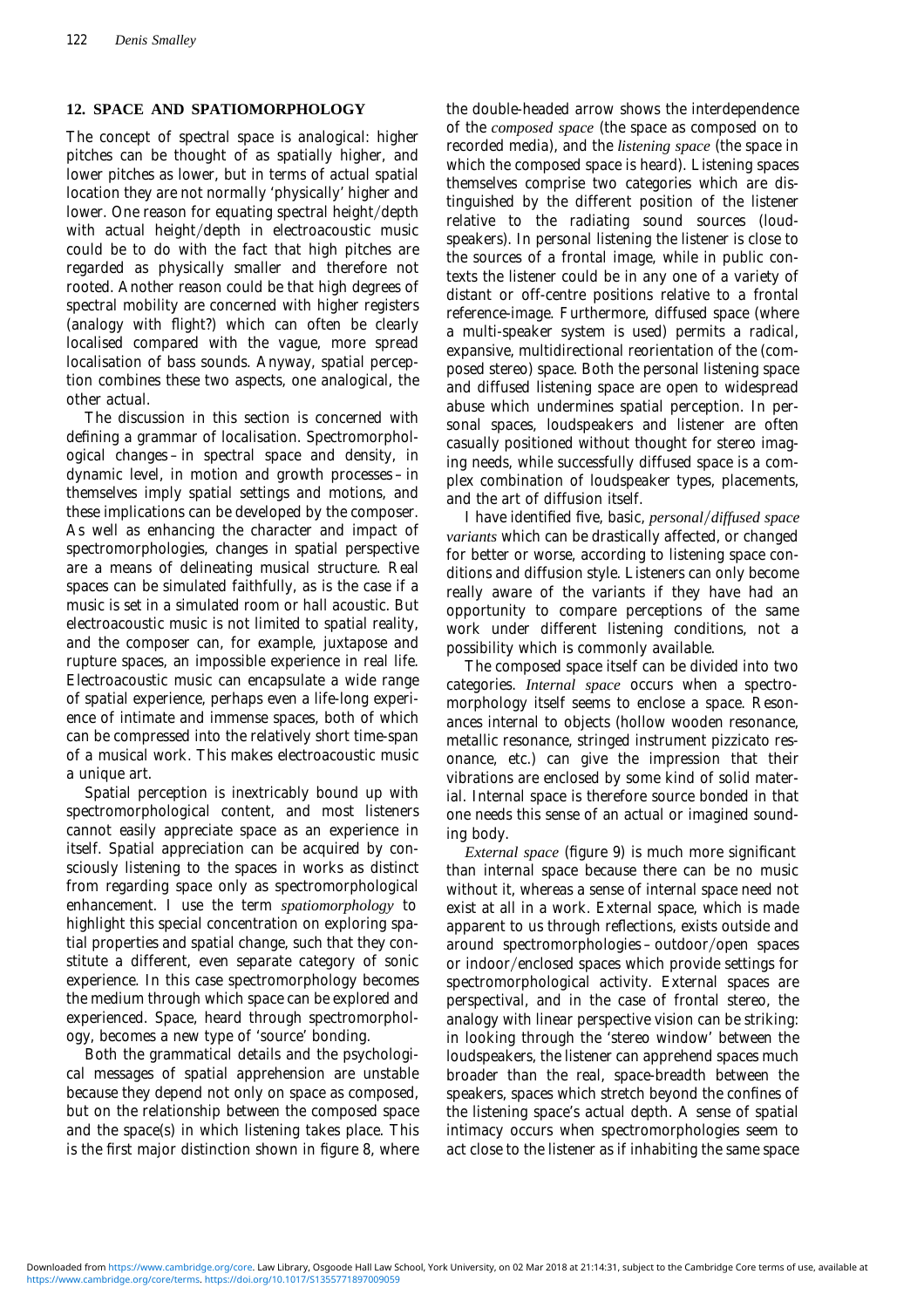## 12. SPACE AND SPATIOMORPHOLOGY

The concept of spectral space is analogical: higher pitches can be thought of as spatially higher, and lower pitches as lower, but in terms of actual spatial location they are not normally 'physically' higher and lower. One reason for equating spectral height/depth with actual height/depth in electroacoustic music could be to do with the fact that high pitches are regarded as physically smaller and therefore not rooted. Another reason could be that high degrees of spectral mobility are concerned with higher registers (analogy with flight?) which can often be clearly localised compared with the vague, more spread localisation of bass sounds. Anyway, spatial perception combines these two aspects, one analogical, the other actual.

The discussion in this section is concerned with defining a grammar of localisation. Spectromorphological changes – in spectral space and density, in dynamic level, in motion and growth processes – in themselves imply spatial settings and motions, and these implications can be developed by the composer. As well as enhancing the character and impact of spectromorphologies, changes in spatial perspective are a means of delineating musical structure. Real spaces can be simulated faithfully, as is the case if a music is set in a simulated room or hall acoustic. But electroacoustic music is not limited to spatial reality, and the composer can, for example, juxtapose and rupture spaces, an impossible experience in real life. Electroacoustic music can encapsulate a wide range of spatial experience, perhaps even a life-long experience of intimate and immense spaces, both of which can be compressed into the relatively short time-span of a musical work. This makes electroacoustic music a unique art.

Spatial perception is inextricably bound up with spectromorphological content, and most listeners cannot easily appreciate space as an experience in itself. Spatial appreciation can be acquired by consciously listening to the spaces in works as distinct from regarding space only as spectromorphological enhancement. I use the term *spatiomorphology* to highlight this special concentration on exploring spatial properties and spatial change, such that they constitute a different, even separate category of sonic experience. In this case spectromorphology becomes the medium through which space can be explored and experienced. Space, heard through spectromorphology, becomes a new type of 'source' bonding.

Both the grammatical details and the psychological messages of spatial apprehension are unstable because they depend not only on space as composed, but on the relationship between the composed space and the space(s) in which listening takes place. This is the first major distinction shown in figure 8, where the double-headed arrow shows the interdependence of the *composed space* (the space as composed on to recorded media), and the *listening space* (the space in which the composed space is heard). Listening spaces themselves comprise two categories which are distinguished by the different position of the listener relative to the radiating sound sources (loudspeakers). In personal listening the listener is close to the sources of a frontal image, while in public contexts the listener could be in any one of a variety of distant or off-centre positions relative to a frontal reference-image. Furthermore, diffused space (where a multi-speaker system is used) permits a radical, expansive, multidirectional reorientation of the (composed stereo) space. Both the personal listening space and diffused listening space are open to widespread abuse which undermines spatial perception. In personal spaces, loudspeakers and listener are often casually positioned without thought for stereo imaging needs, while successfully diffused space is a complex combination of loudspeaker types, placements, and the art of diffusion itself.

I have identified five, basic, *personal/diffused space variants* which can be drastically affected, or changed for better or worse, according to listening space conditions and diffusion style. Listeners can only become really aware of the variants if they have had an opportunity to compare perceptions of the same work under different listening conditions, not a possibility which is commonly available.

The composed space itself can be divided into two categories. *Internal space* occurs when a spectromorphology itself seems to enclose a space. Resonances internal to objects (hollow wooden resonance, metallic resonance, stringed instrument pizzicato resonance, etc.) can give the impression that their vibrations are enclosed by some kind of solid material. Internal space is therefore source bonded in that one needs this sense of an actual or imagined sounding body.

*External space* (figure 9) is much more significant than internal space because there can be no music without it, whereas a sense of internal space need not exist at all in a work. External space, which is made apparent to us through reflections, exists outside and around spectromorphologies – outdoor/open spaces or indoor/enclosed spaces which provide settings for spectromorphological activity. External spaces are perspectival, and in the case of frontal stereo, the analogy with linear perspective vision can be striking: in looking through the 'stereo window' between the loudspeakers, the listener can apprehend spaces much broader than the real, space-breadth between the speakers, spaces which stretch beyond the confines of the listening space's actual depth. A sense of spatial intimacy occurs when spectromorphologies seem to act close to the listener as if inhabiting the same space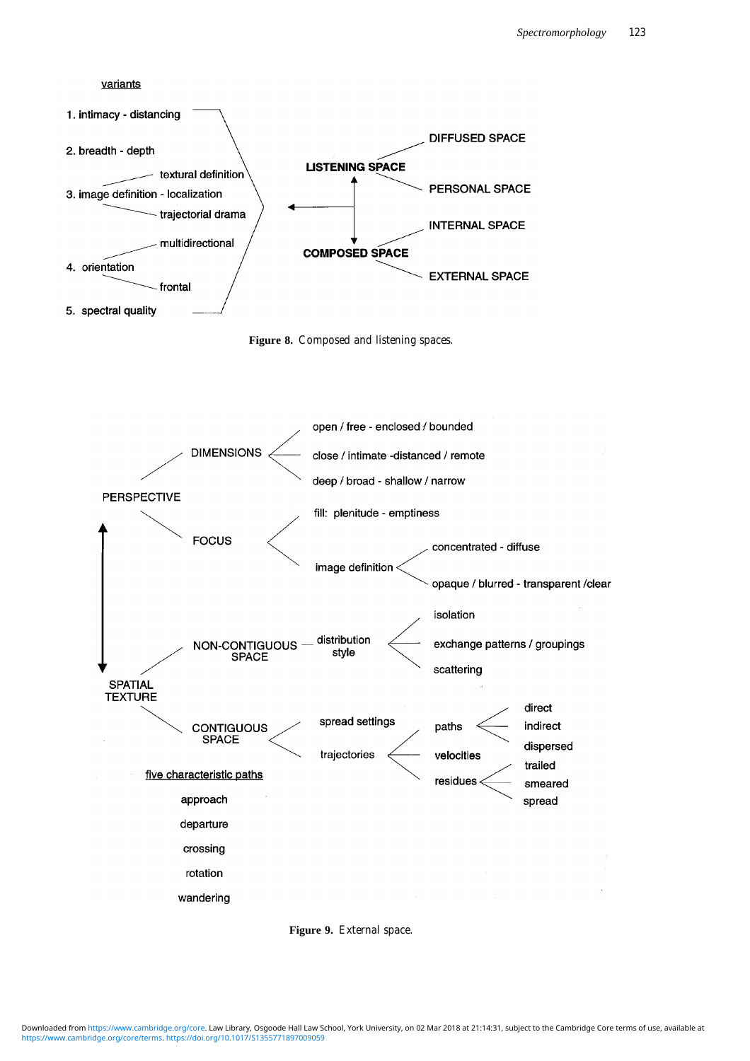variants

1. intimacy - distancing
2. breadth - depth
3. image definition - localization
   - textural definition
   - trajectorial drama
4. orientation
   - multidirectional
   - frontal
5. spectral quality

LISTENING SPACE
- DIFFUSED SPACE
- PERSONAL SPACE

COMPOSED SPACE
- INTERNAL SPACE
- EXTERNAL SPACE

**Figure 8.** Composed and listening spaces.

PERSPECTIVE
- DIMENSIONS
  - open / free - enclosed / bounded
  - close / intimate -distanced / remote
  - deep / broad - shallow / narrow
- FOCUS
  - fill: plenitude - emptiness
  - image definition
    - concentrated - diffuse
    - opaque / blurred - transparent /clear

SPATIAL TEXTURE
- NON-CONTIGUOUS SPACE — distribution style
  - isolation
  - exchange patterns / groupings
  - scattering
- CONTIGUOUS SPACE
  - spread settings
  - trajectories
    - paths
      - direct
      - indirect
      - dispersed
    - velocities
    - residues
      - trailed
      - smeared
      - spread

five characteristic paths

- approach
- departure
- crossing
- rotation
- wandering

**Figure 9.** External space.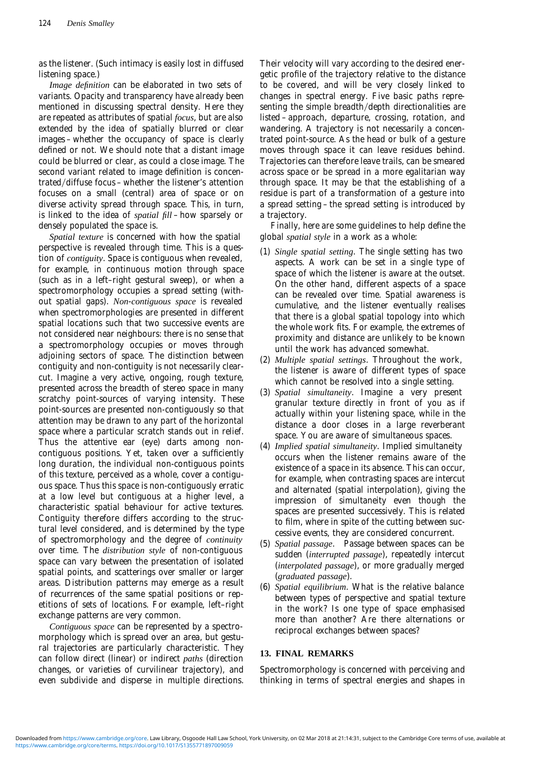as the listener. (Such intimacy is easily lost in diffused listening space.)

*Image definition* can be elaborated in two sets of variants. Opacity and transparency have already been mentioned in discussing spectral density. Here they are repeated as attributes of spatial *focus*, but are also extended by the idea of spatially blurred or clear images – whether the occupancy of space is clearly defined or not. We should note that a distant image could be blurred or clear, as could a close image. The second variant related to image definition is concentrated/diffuse focus – whether the listener's attention focuses on a small (central) area of space or on diverse activity spread through space. This, in turn, is linked to the idea of *spatial fill* – how sparsely or densely populated the space is.

*Spatial texture* is concerned with how the spatial perspective is revealed through time. This is a question of *contiguity*. Space is contiguous when revealed, for example, in continuous motion through space (such as in a left–right gestural sweep), or when a spectromorphology occupies a spread setting (without spatial gaps). *Non-contiguous space* is revealed when spectromorphologies are presented in different spatial locations such that two successive events are not considered near neighbours: there is no sense that a spectromorphology occupies or moves through adjoining sectors of space. The distinction between contiguity and non-contiguity is not necessarily clear-cut. Imagine a very active, ongoing, rough texture, presented across the breadth of stereo space in many scratchy point-sources of varying intensity. These point-sources are presented non-contiguously so that attention may be drawn to any part of the horizontal space where a particular scratch stands out in relief. Thus the attentive ear (eye) darts among non-contiguous positions. Yet, taken over a sufficiently long duration, the individual non-contiguous points of this texture, perceived as a whole, cover a contiguous space. Thus this space is non-contiguously erratic at a low level but contiguous at a higher level, a characteristic spatial behaviour for active textures. Contiguity therefore differs according to the structural level considered, and is determined by the type of spectromorphology and the degree of *continuity* over time. The *distribution style* of non-contiguous space can vary between the presentation of isolated spatial points, and scatterings over smaller or larger areas. Distribution patterns may emerge as a result of recurrences of the same spatial positions or repetitions of sets of locations. For example, left–right exchange patterns are very common.

*Contiguous space* can be represented by a spectromorphology which is spread over an area, but gestural trajectories are particularly characteristic. They can follow direct (linear) or indirect *paths* (direction changes, or varieties of curvilinear trajectory), and even subdivide and disperse in multiple directions. Their velocity will vary according to the desired energetic profile of the trajectory relative to the distance to be covered, and will be very closely linked to changes in spectral energy. Five basic paths representing the simple breadth/depth directionalities are listed – approach, departure, crossing, rotation, and wandering. A trajectory is not necessarily a concentrated point-source. As the head or bulk of a gesture moves through space it can leave residues behind. Trajectories can therefore leave trails, can be smeared across space or be spread in a more egalitarian way through space. It may be that the establishing of a residue is part of a transformation of a gesture into a spread setting – the spread setting is introduced by a trajectory.

Finally, here are some guidelines to help define the global *spatial style* in a work as a whole:

(1) *Single spatial setting*. The single setting has two aspects. A work can be set in a single type of space of which the listener is aware at the outset. On the other hand, different aspects of a space can be revealed over time. Spatial awareness is cumulative, and the listener eventually realises that there is a global spatial topology into which the whole work fits. For example, the extremes of proximity and distance are unlikely to be known until the work has advanced somewhat.

(2) *Multiple spatial settings*. Throughout the work, the listener is aware of different types of space which cannot be resolved into a single setting.

(3) *Spatial simultaneity*. Imagine a very present granular texture directly in front of you as if actually within your listening space, while in the distance a door closes in a large reverberant space. You are aware of simultaneous spaces.

(4) *Implied spatial simultaneity*. Implied simultaneity occurs when the listener remains aware of the existence of a space in its absence. This can occur, for example, when contrasting spaces are intercut and alternated (spatial interpolation), giving the impression of simultaneity even though the spaces are presented successively. This is related to film, where in spite of the cutting between successive events, they are considered concurrent.

(5) *Spatial passage*. Passage between spaces can be sudden (*interrupted passage*), repeatedly intercut (*interpolated passage*), or more gradually merged (*graduated passage*).

(6) *Spatial equilibrium*. What is the relative balance between types of perspective and spatial texture in the work? Is one type of space emphasised more than another? Are there alternations or reciprocal exchanges between spaces?

## 13. FINAL REMARKS

Spectromorphology is concerned with perceiving and thinking in terms of spectral energies and shapes in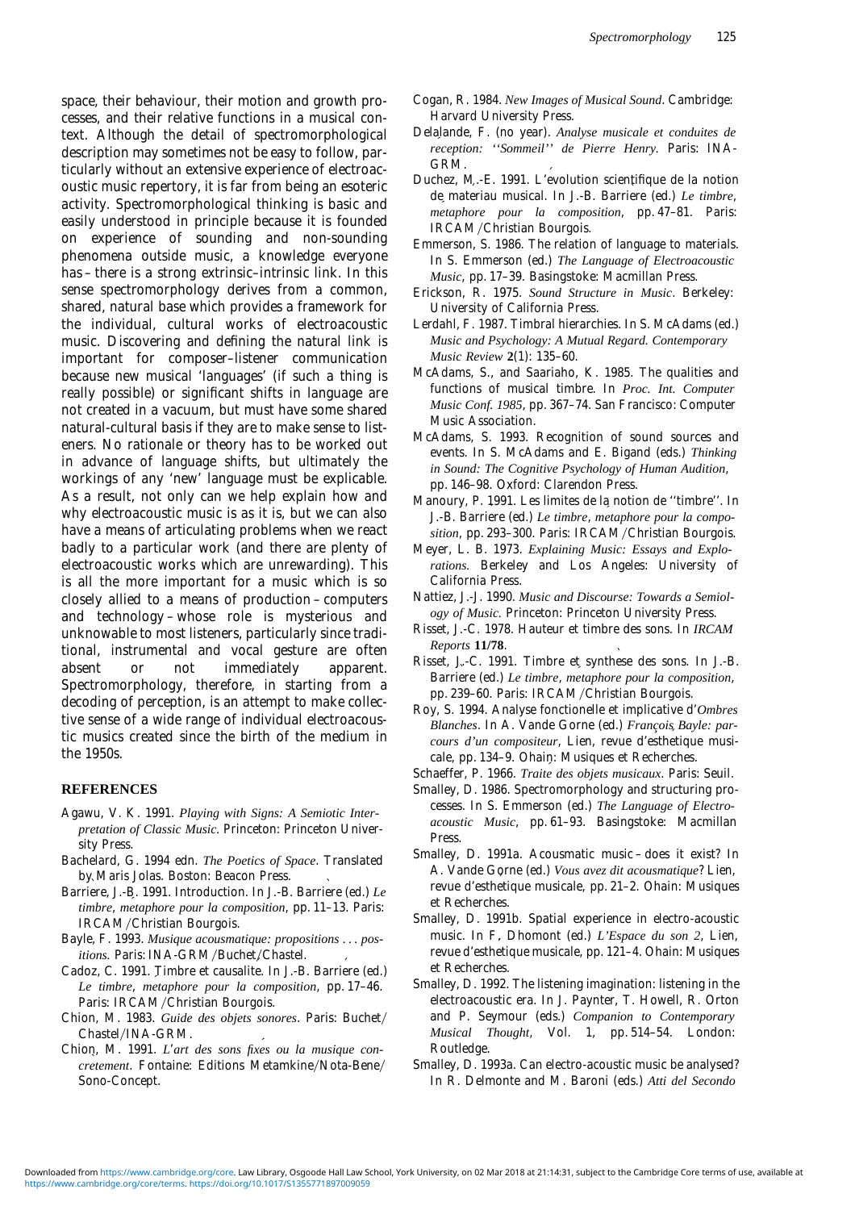space, their behaviour, their motion and growth processes, and their relative functions in a musical context. Although the detail of spectromorphological description may sometimes not be easy to follow, particularly without an extensive experience of electroacoustic music repertory, it is far from being an esoteric activity. Spectromorphological thinking is basic and easily understood in principle because it is founded on experience of sounding and non-sounding phenomena outside music, a knowledge everyone has – there is a strong extrinsic–intrinsic link. In this sense spectromorphology derives from a common, shared, natural base which provides a framework for the individual, cultural works of electroacoustic music. Discovering and defining the natural link is important for composer–listener communication because new musical 'languages' (if such a thing is really possible) or significant shifts in language are not created in a vacuum, but must have some shared natural-cultural basis if they are to make sense to listeners. No rationale or theory has to be worked out in advance of language shifts, but ultimately the workings of any 'new' language must be explicable. As a result, not only can we help explain how and why electroacoustic music is as it is, but we can also have a means of articulating problems when we react badly to a particular work (and there are plenty of electroacoustic works which are unrewarding). This is all the more important for a music which is so closely allied to a means of production – computers and technology – whose role is mysterious and unknowable to most listeners, particularly since traditional, instrumental and vocal gesture are often absent or not immediately apparent. Spectromorphology, therefore, in starting from a decoding of perception, is an attempt to make collective sense of a wide range of individual electroacoustic musics created since the birth of the medium in the 1950s.

## REFERENCES

Agawu, V. K. 1991. *Playing with Signs: A Semiotic Interpretation of Classic Music*. Princeton: Princeton University Press.

Bachelard, G. 1994 edn. *The Poetics of Space*. Translated by Maris Jolas. Boston: Beacon Press.

Barrière, J.-B. 1991. Introduction. In J.-B. Barrière (ed.) *Le timbre, métaphore pour la composition*, pp. 11–13. Paris: IRCAM/Christian Bourgois.

Bayle, F. 1993. *Musique acousmatique: propositions . . . positions*. Paris: INA-GRM/Buchet/Chastel.

Cadoz, C. 1991. Timbre et causalité. In J.-B. Barrière (ed.) *Le timbre, métaphore pour la composition*, pp. 17–46. Paris: IRCAM/Christian Bourgois.

Chion, M. 1983. *Guide des objets sonores*. Paris: Buchet/Chastel/INA-GRM.

Chion, M. 1991. *L'art des sons fixés ou la musique concrètement*. Fontaine: Editions Metamkine/Nota-Bene/Sono-Concept.

Cogan, R. 1984. *New Images of Musical Sound*. Cambridge: Harvard University Press.

Delalande, F. (no year). *Analyse musicale et conduites de réception: ''Sommeil'' de Pierre Henry*. Paris: INA-GRM.

Duchez, M.-E. 1991. L'évolution scientifique de la notion de matériau musical. In J.-B. Barrière (ed.) *Le timbre, métaphore pour la composition*, pp. 47–81. Paris: IRCAM/Christian Bourgois.

Emmerson, S. 1986. The relation of language to materials. In S. Emmerson (ed.) *The Language of Electroacoustic Music*, pp. 17–39. Basingstoke: Macmillan Press.

Erickson, R. 1975. *Sound Structure in Music*. Berkeley: University of California Press.

Lerdahl, F. 1987. Timbral hierarchies. In S. McAdams (ed.) *Music and Psychology: A Mutual Regard. Contemporary Music Review* **2**(1): 135–60.

McAdams, S., and Saariaho, K. 1985. The qualities and functions of musical timbre. In *Proc. Int. Computer Music Conf. 1985*, pp. 367–74. San Francisco: Computer Music Association.

McAdams, S. 1993. Recognition of sound sources and events. In S. McAdams and E. Bigand (eds.) *Thinking in Sound: The Cognitive Psychology of Human Audition*, pp. 146–98. Oxford: Clarendon Press.

Manoury, P. 1991. Les limites de la notion de ''timbre''. In J.-B. Barrière (ed.) *Le timbre, métaphore pour la composition*, pp. 293–300. Paris: IRCAM/Christian Bourgois.

Meyer, L. B. 1973. *Explaining Music: Essays and Explorations*. Berkeley and Los Angeles: University of California Press.

Nattiez, J.-J. 1990. *Music and Discourse: Towards a Semiology of Music*. Princeton: Princeton University Press.

Risset, J.-C. 1978. Hauteur et timbre des sons. In *IRCAM Reports* **11/78**.

Risset, J.-C. 1991. Timbre et synthèse des sons. In J.-B. Barrière (ed.) *Le timbre, métaphore pour la composition*, pp. 239–60. Paris: IRCAM/Christian Bourgois.

Roy, S. 1994. Analyse fonctionelle et implicative d'*Ombres Blanches*. In A. Vande Gorne (ed.) *François Bayle: parcours d'un compositeur*, Lien, revue d'esthétique musicale, pp. 134–9. Ohain: Musiques et Recherches.

Schaeffer, P. 1966. *Traité des objets musicaux*. Paris: Seuil.

Smalley, D. 1986. Spectromorphology and structuring processes. In S. Emmerson (ed.) *The Language of Electroacoustic Music*, pp. 61–93. Basingstoke: Macmillan Press.

Smalley, D. 1991a. Acousmatic music – does it exist? In A. Vande Gorne (ed.) *Vous avez dit acousmatique?* Lien, revue d'esthétique musicale, pp. 21–2. Ohain: Musiques et Recherches.

Smalley, D. 1991b. Spatial experience in electro-acoustic music. In F. Dhomont (ed.) *L'Espace du son 2*, Lien, revue d'esthétique musicale, pp. 121–4. Ohain: Musiques et Recherches.

Smalley, D. 1992. The listening imagination: listening in the electroacoustic era. In J. Paynter, T. Howell, R. Orton and P. Seymour (eds.) *Companion to Contemporary Musical Thought*, Vol. 1, pp. 514–54. London: Routledge.

Smalley, D. 1993a. Can electro-acoustic music be analysed? In R. Delmonte and M. Baroni (eds.) *Atti del Secondo*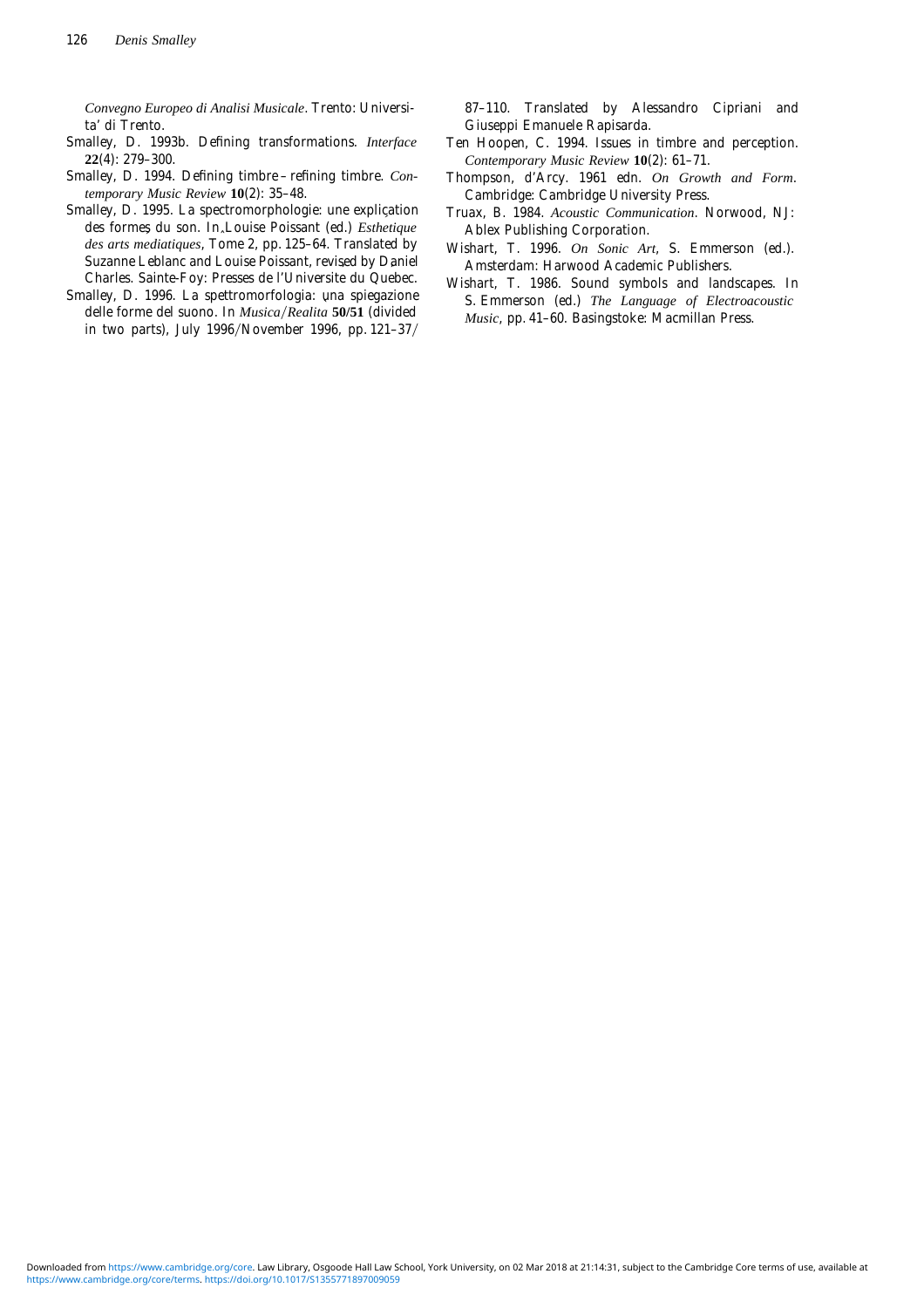*Convegno Europeo di Analisi Musicale*. Trento: Universita' di Trento.

Smalley, D. 1993b. Defining transformations. *Interface* **22**(4): 279–300.

Smalley, D. 1994. Defining timbre – refining timbre. *Contemporary Music Review* **10**(2): 35–48.

Smalley, D. 1995. La spectromorphologie: une explication des formes du son. In Louise Poissant (ed.) *Esthetique des arts mediatiques*, Tome 2, pp. 125–64. Translated by Suzanne Leblanc and Louise Poissant, revised by Daniel Charles. Sainte-Foy: Presses de l'Universite du Quebec.

Smalley, D. 1996. La spettromorfologia: una spiegazione delle forme del suono. In *Musica/Realita* **50/51** (divided in two parts), July 1996/November 1996, pp. 121–37/87–110. Translated by Alessandro Cipriani and Giuseppi Emanuele Rapisarda.

Ten Hoopen, C. 1994. Issues in timbre and perception. *Contemporary Music Review* **10**(2): 61–71.

Thompson, d'Arcy. 1961 edn. *On Growth and Form*. Cambridge: Cambridge University Press.

Truax, B. 1984. *Acoustic Communication*. Norwood, NJ: Ablex Publishing Corporation.

Wishart, T. 1996. *On Sonic Art*, S. Emmerson (ed.). Amsterdam: Harwood Academic Publishers.

Wishart, T. 1986. Sound symbols and landscapes. In S. Emmerson (ed.) *The Language of Electroacoustic Music*, pp. 41–60. Basingstoke: Macmillan Press.